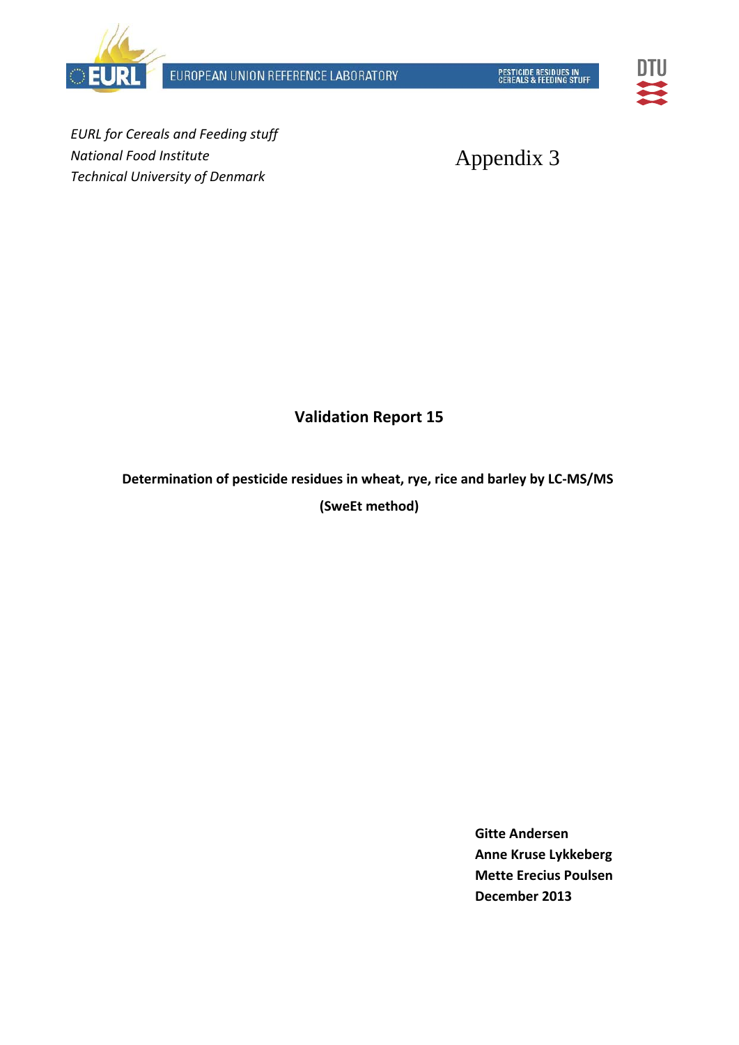EUROPEAN UNION REFERENCE LABORATORY

PESTICIDE RESIDUES IN CEREALS & FEEDING STUFF

*EURL for Cereals and Feeding stuff*
*National Food Institute*
*Technical University of Denmark*

Appendix 3

# Validation Report 15

**Determination of pesticide residues in wheat, rye, rice and barley by LC-MS/MS**

**(SweEt method)**

**Gitte Andersen**
**Anne Kruse Lykkeberg**
**Mette Erecius Poulsen**
**December 2013**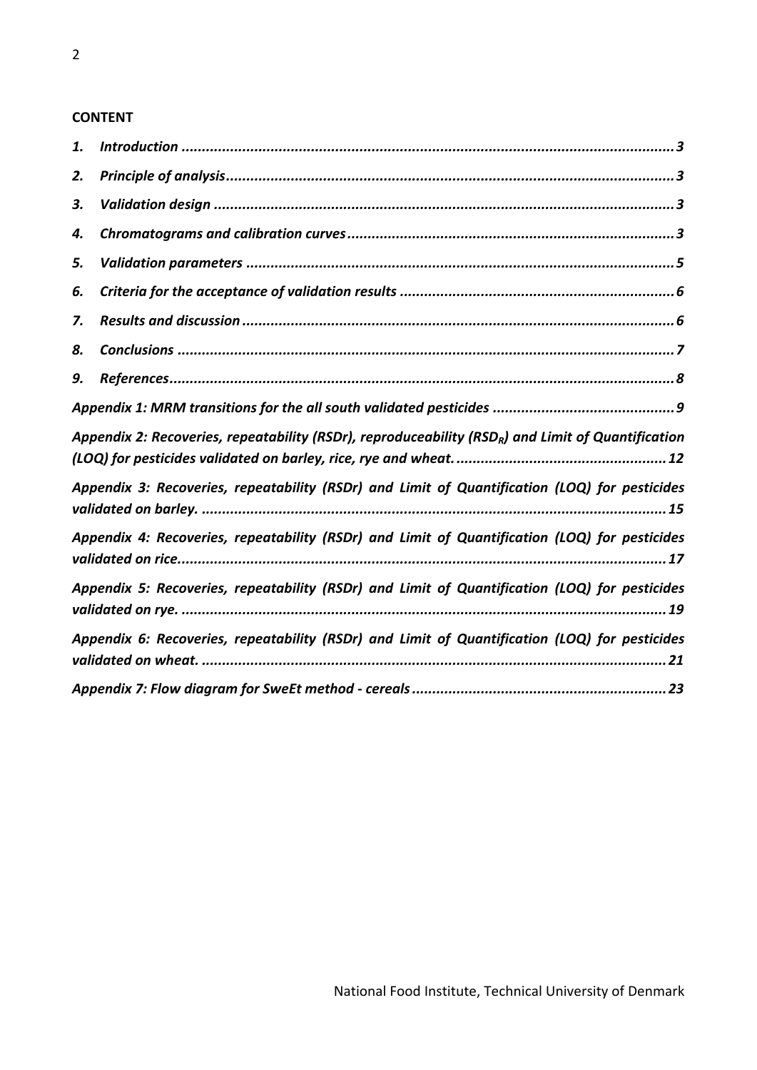## CONTENT

1. *Introduction* ........................................................................ *3*
2. *Principle of analysis* ........................................................................ *3*
3. *Validation design* ........................................................................ *3*
4. *Chromatograms and calibration curves* ........................................................................ *3*
5. *Validation parameters* ........................................................................ *5*
6. *Criteria for the acceptance of validation results* ........................................................................ *6*
7. *Results and discussion* ........................................................................ *6*
8. *Conclusions* ........................................................................ *7*
9. *References* ........................................................................ *8*

*Appendix 1: MRM transitions for the all south validated pesticides* ........................................................................ *9*

*Appendix 2: Recoveries, repeatability (RSDr), reproduceability ($RSD_R$) and Limit of Quantification (LOQ) for pesticides validated on barley, rice, rye and wheat.* ........................................................................ *12*

*Appendix 3: Recoveries, repeatability (RSDr) and Limit of Quantification (LOQ) for pesticides validated on barley.* ........................................................................ *15*

*Appendix 4: Recoveries, repeatability (RSDr) and Limit of Quantification (LOQ) for pesticides validated on rice.* ........................................................................ *17*

*Appendix 5: Recoveries, repeatability (RSDr) and Limit of Quantification (LOQ) for pesticides validated on rye.* ........................................................................ *19*

*Appendix 6: Recoveries, repeatability (RSDr) and Limit of Quantification (LOQ) for pesticides validated on wheat.* ........................................................................ *21*

*Appendix 7: Flow diagram for SweEt method - cereals* ........................................................................ *23*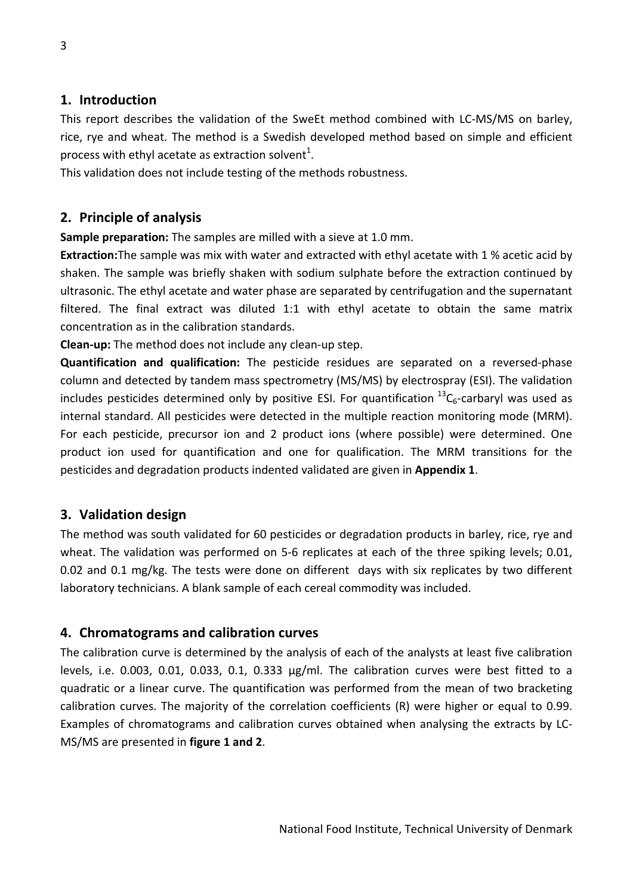## 1. Introduction

This report describes the validation of the SweEt method combined with LC-MS/MS on barley, rice, rye and wheat. The method is a Swedish developed method based on simple and efficient process with ethyl acetate as extraction solvent[1].

This validation does not include testing of the methods robustness.

## 2. Principle of analysis

**Sample preparation:** The samples are milled with a sieve at 1.0 mm.

**Extraction:**The sample was mix with water and extracted with ethyl acetate with 1 % acetic acid by shaken. The sample was briefly shaken with sodium sulphate before the extraction continued by ultrasonic. The ethyl acetate and water phase are separated by centrifugation and the supernatant filtered. The final extract was diluted 1:1 with ethyl acetate to obtain the same matrix concentration as in the calibration standards.

**Clean-up:** The method does not include any clean-up step.

**Quantification and qualification:** The pesticide residues are separated on a reversed-phase column and detected by tandem mass spectrometry (MS/MS) by electrospray (ESI). The validation includes pesticides determined only by positive ESI. For quantification $^{13}C_6$-carbaryl was used as internal standard. All pesticides were detected in the multiple reaction monitoring mode (MRM). For each pesticide, precursor ion and 2 product ions (where possible) were determined. One product ion used for quantification and one for qualification. The MRM transitions for the pesticides and degradation products indented validated are given in **Appendix 1**.

## 3. Validation design

The method was south validated for 60 pesticides or degradation products in barley, rice, rye and wheat. The validation was performed on 5-6 replicates at each of the three spiking levels; 0.01, 0.02 and 0.1 mg/kg. The tests were done on different days with six replicates by two different laboratory technicians. A blank sample of each cereal commodity was included.

## 4. Chromatograms and calibration curves

The calibration curve is determined by the analysis of each of the analysts at least five calibration levels, i.e. 0.003, 0.01, 0.033, 0.1, 0.333 µg/ml. The calibration curves were best fitted to a quadratic or a linear curve. The quantification was performed from the mean of two bracketing calibration curves. The majority of the correlation coefficients (R) were higher or equal to 0.99. Examples of chromatograms and calibration curves obtained when analysing the extracts by LC-MS/MS are presented in **figure 1 and 2**.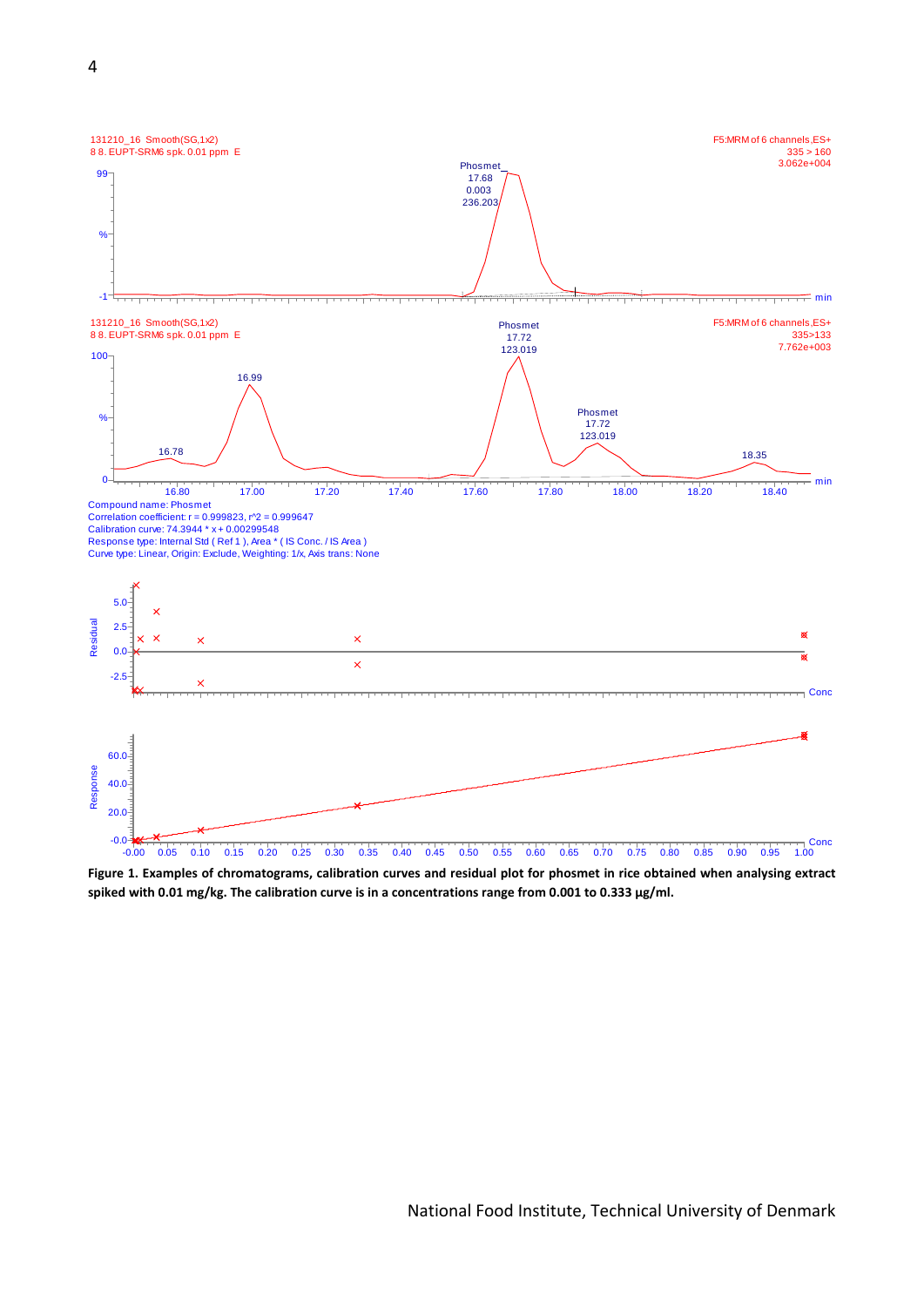131210_16 Smooth(SG,1x2)
8 8. EUPT-SRM6 spk. 0.01 ppm E

F5:MRM of 6 channels,ES+
335 > 160
3.062e+004

Phosmet
17.68
0.003
236.203

131210_16 Smooth(SG,1x2)
8 8. EUPT-SRM6 spk. 0.01 ppm E

F5:MRM of 6 channels,ES+
335>133
7.762e+003

Phosmet
17.72
123.019

Phosmet
17.72
123.019

Compound name: Phosmet
Correlation coefficient: r = 0.999823, r^2 = 0.999647
Calibration curve: 74.3944 * x + 0.00299548
Response type: Internal Std ( Ref 1 ), Area * ( IS Conc. / IS Area )
Curve type: Linear, Origin: Exclude, Weighting: 1/x, Axis trans: None

**Figure 1. Examples of chromatograms, calibration curves and residual plot for phosmet in rice obtained when analysing extract spiked with 0.01 mg/kg. The calibration curve is in a concentrations range from 0.001 to 0.333 µg/ml.**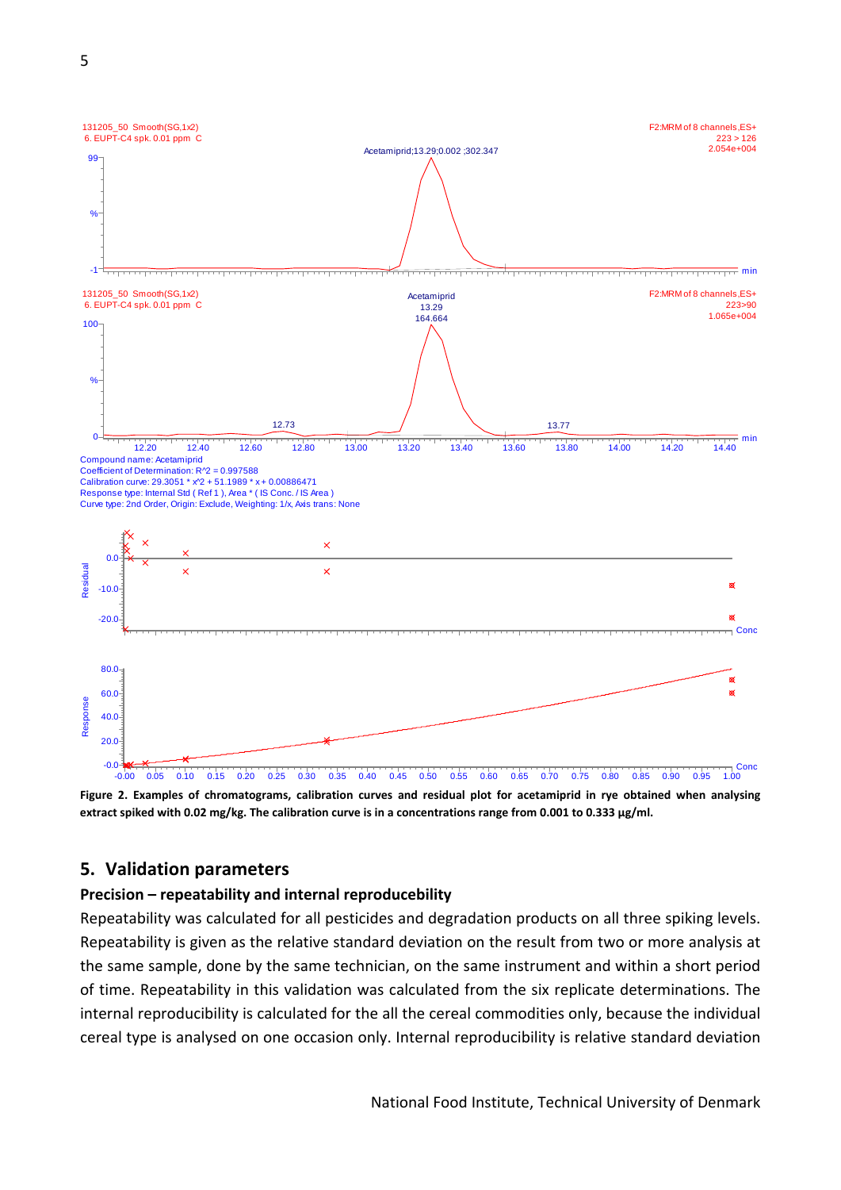Figure 2. Examples of chromatograms, calibration curves and residual plot for acetamiprid in rye obtained when analysing extract spiked with 0.02 mg/kg. The calibration curve is in a concentrations range from 0.001 to 0.333 µg/ml.

## 5. Validation parameters

### Precision – repeatability and internal reproducebility

Repeatability was calculated for all pesticides and degradation products on all three spiking levels. Repeatability is given as the relative standard deviation on the result from two or more analysis at the same sample, done by the same technician, on the same instrument and within a short period of time. Repeatability in this validation was calculated from the six replicate determinations. The internal reproducibility is calculated for the all the cereal commodities only, because the individual cereal type is analysed on one occasion only. Internal reproducibility is relative standard deviation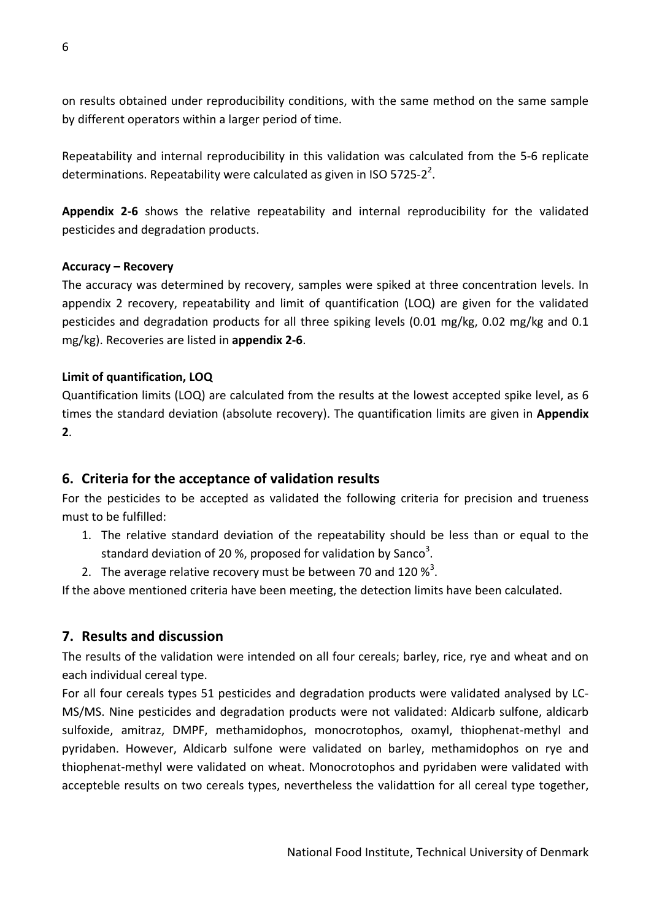on results obtained under reproducibility conditions, with the same method on the same sample by different operators within a larger period of time.

Repeatability and internal reproducibility in this validation was calculated from the 5-6 replicate determinations. Repeatability were calculated as given in ISO 5725-2[2].

**Appendix 2-6** shows the relative repeatability and internal reproducibility for the validated pesticides and degradation products.

**Accuracy – Recovery**

The accuracy was determined by recovery, samples were spiked at three concentration levels. In appendix 2 recovery, repeatability and limit of quantification (LOQ) are given for the validated pesticides and degradation products for all three spiking levels (0.01 mg/kg, 0.02 mg/kg and 0.1 mg/kg). Recoveries are listed in **appendix 2-6**.

**Limit of quantification, LOQ**

Quantification limits (LOQ) are calculated from the results at the lowest accepted spike level, as 6 times the standard deviation (absolute recovery). The quantification limits are given in **Appendix 2**.

## 6. Criteria for the acceptance of validation results

For the pesticides to be accepted as validated the following criteria for precision and trueness must to be fulfilled:

1. The relative standard deviation of the repeatability should be less than or equal to the standard deviation of 20 %, proposed for validation by Sanco[3].
2. The average relative recovery must be between 70 and 120 %[3].

If the above mentioned criteria have been meeting, the detection limits have been calculated.

## 7. Results and discussion

The results of the validation were intended on all four cereals; barley, rice, rye and wheat and on each individual cereal type.

For all four cereals types 51 pesticides and degradation products were validated analysed by LC-MS/MS. Nine pesticides and degradation products were not validated: Aldicarb sulfone, aldicarb sulfoxide, amitraz, DMPF, methamidophos, monocrotophos, oxamyl, thiophenat-methyl and pyridaben. However, Aldicarb sulfone were validated on barley, methamidophos on rye and thiophenat-methyl were validated on wheat. Monocrotophos and pyridaben were validated with accepteble results on two cereals types, nevertheless the validattion for all cereal type together,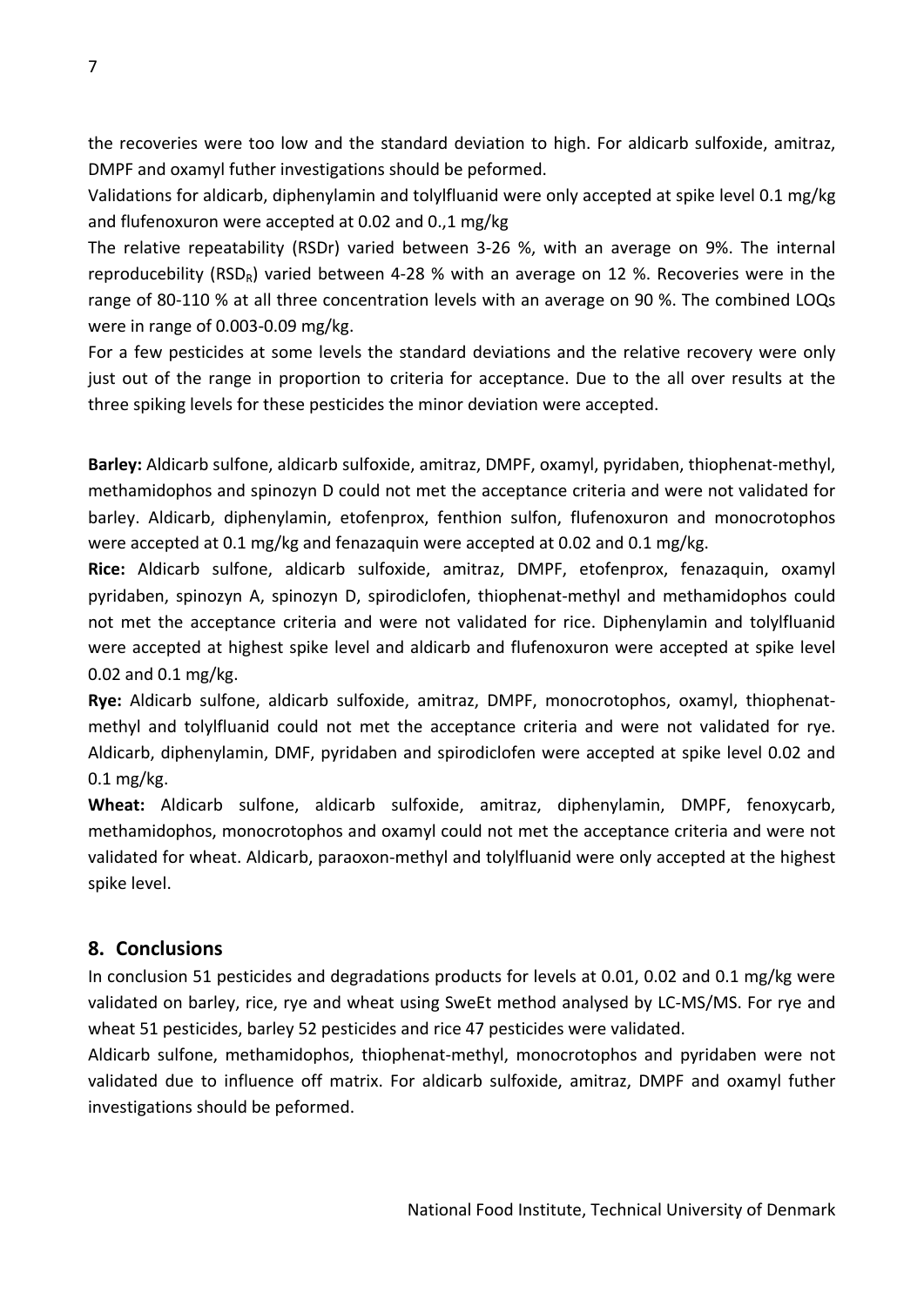the recoveries were too low and the standard deviation to high. For aldicarb sulfoxide, amitraz, DMPF and oxamyl futher investigations should be peformed.

Validations for aldicarb, diphenylamin and tolylfluanid were only accepted at spike level 0.1 mg/kg and flufenoxuron were accepted at 0.02 and 0.,1 mg/kg

The relative repeatability (RSDr) varied between 3-26 %, with an average on 9%. The internal reproducebility ($RSD_R$) varied between 4-28 % with an average on 12 %. Recoveries were in the range of 80-110 % at all three concentration levels with an average on 90 %. The combined LOQs were in range of 0.003-0.09 mg/kg.

For a few pesticides at some levels the standard deviations and the relative recovery were only just out of the range in proportion to criteria for acceptance. Due to the all over results at the three spiking levels for these pesticides the minor deviation were accepted.

**Barley:** Aldicarb sulfone, aldicarb sulfoxide, amitraz, DMPF, oxamyl, pyridaben, thiophenat-methyl, methamidophos and spinozyn D could not met the acceptance criteria and were not validated for barley. Aldicarb, diphenylamin, etofenprox, fenthion sulfon, flufenoxuron and monocrotophos were accepted at 0.1 mg/kg and fenazaquin were accepted at 0.02 and 0.1 mg/kg.

**Rice:** Aldicarb sulfone, aldicarb sulfoxide, amitraz, DMPF, etofenprox, fenazaquin, oxamyl pyridaben, spinozyn A, spinozyn D, spirodiclofen, thiophenat-methyl and methamidophos could not met the acceptance criteria and were not validated for rice. Diphenylamin and tolylfluanid were accepted at highest spike level and aldicarb and flufenoxuron were accepted at spike level 0.02 and 0.1 mg/kg.

**Rye:** Aldicarb sulfone, aldicarb sulfoxide, amitraz, DMPF, monocrotophos, oxamyl, thiophenat-methyl and tolylfluanid could not met the acceptance criteria and were not validated for rye. Aldicarb, diphenylamin, DMF, pyridaben and spirodiclofen were accepted at spike level 0.02 and 0.1 mg/kg.

**Wheat:** Aldicarb sulfone, aldicarb sulfoxide, amitraz, diphenylamin, DMPF, fenoxycarb, methamidophos, monocrotophos and oxamyl could not met the acceptance criteria and were not validated for wheat. Aldicarb, paraoxon-methyl and tolylfluanid were only accepted at the highest spike level.

## 8. Conclusions

In conclusion 51 pesticides and degradations products for levels at 0.01, 0.02 and 0.1 mg/kg were validated on barley, rice, rye and wheat using SweEt method analysed by LC-MS/MS. For rye and wheat 51 pesticides, barley 52 pesticides and rice 47 pesticides were validated.

Aldicarb sulfone, methamidophos, thiophenat-methyl, monocrotophos and pyridaben were not validated due to influence off matrix. For aldicarb sulfoxide, amitraz, DMPF and oxamyl futher investigations should be peformed.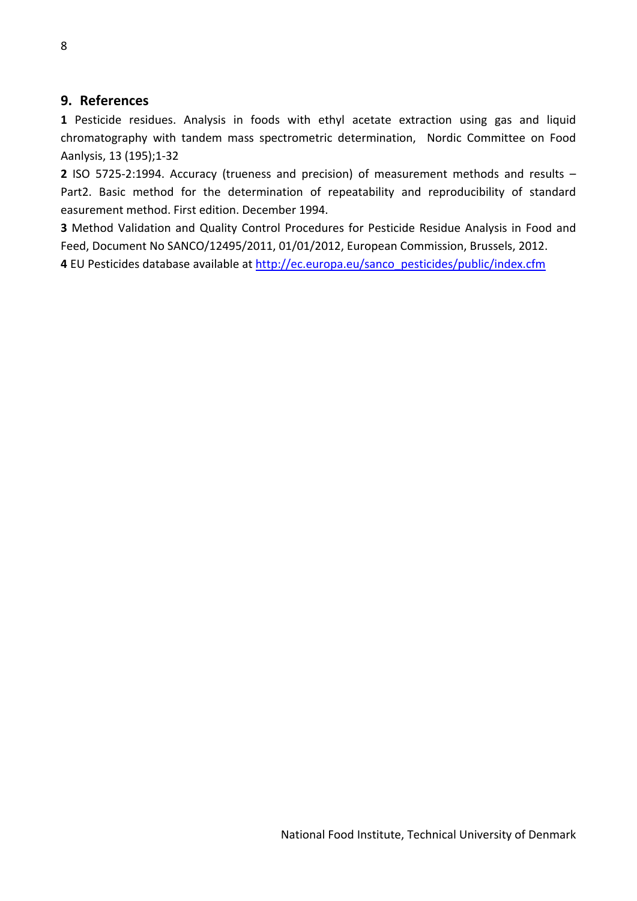## 9. References

**1** Pesticide residues. Analysis in foods with ethyl acetate extraction using gas and liquid chromatography with tandem mass spectrometric determination, Nordic Committee on Food Aanlysis, 13 (195);1-32

**2** ISO 5725-2:1994. Accuracy (trueness and precision) of measurement methods and results – Part2. Basic method for the determination of repeatability and reproducibility of standard easurement method. First edition. December 1994.

**3** Method Validation and Quality Control Procedures for Pesticide Residue Analysis in Food and Feed, Document No SANCO/12495/2011, 01/01/2012, European Commission, Brussels, 2012.

**4** EU Pesticides database available at [http://ec.europa.eu/sanco_pesticides/public/index.cfm](http://ec.europa.eu/sanco_pesticides/public/index.cfm)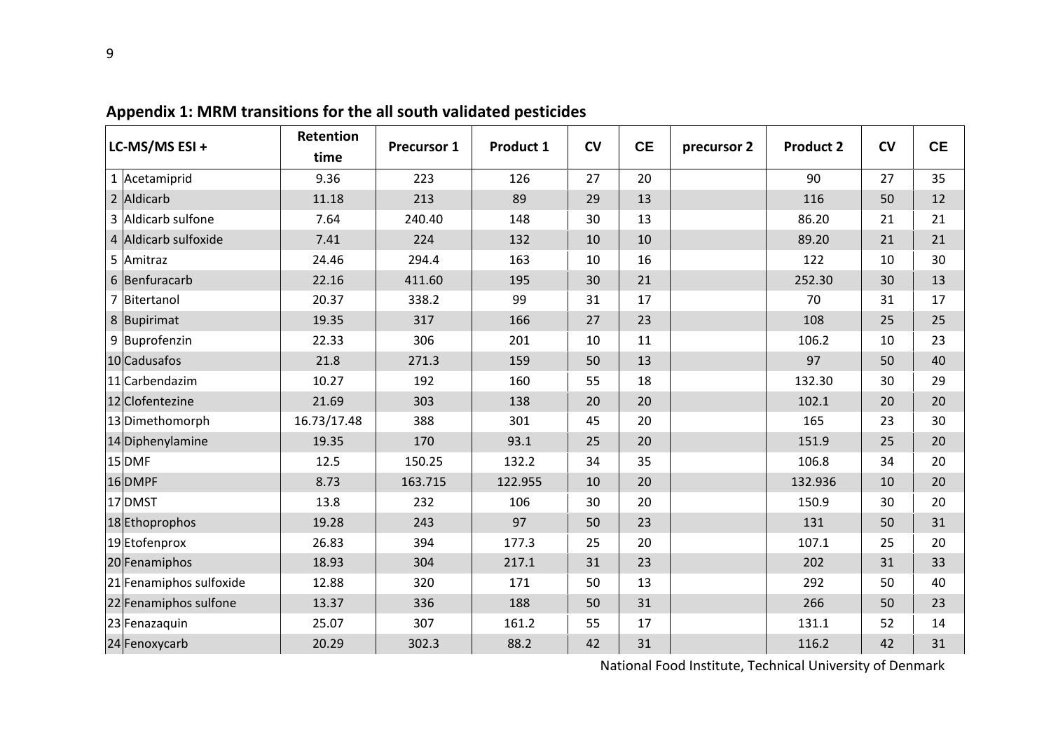## Appendix 1: MRM transitions for the all south validated pesticides

| LC-MS/MS ESI + | Retention time | Precursor 1 | Product 1 | CV | CE | precursor 2 | Product 2 | CV | CE |
|---|---|---|---|---|---|---|---|---|---|
| 1 Acetamiprid | 9.36 | 223 | 126 | 27 | 20 | | 90 | 27 | 35 |
| 2 Aldicarb | 11.18 | 213 | 89 | 29 | 13 | | 116 | 50 | 12 |
| 3 Aldicarb sulfone | 7.64 | 240.40 | 148 | 30 | 13 | | 86.20 | 21 | 21 |
| 4 Aldicarb sulfoxide | 7.41 | 224 | 132 | 10 | 10 | | 89.20 | 21 | 21 |
| 5 Amitraz | 24.46 | 294.4 | 163 | 10 | 16 | | 122 | 10 | 30 |
| 6 Benfuracarb | 22.16 | 411.60 | 195 | 30 | 21 | | 252.30 | 30 | 13 |
| 7 Bitertanol | 20.37 | 338.2 | 99 | 31 | 17 | | 70 | 31 | 17 |
| 8 Bupirimat | 19.35 | 317 | 166 | 27 | 23 | | 108 | 25 | 25 |
| 9 Buprofenzin | 22.33 | 306 | 201 | 10 | 11 | | 106.2 | 10 | 23 |
| 10 Cadusafos | 21.8 | 271.3 | 159 | 50 | 13 | | 97 | 50 | 40 |
| 11 Carbendazim | 10.27 | 192 | 160 | 55 | 18 | | 132.30 | 30 | 29 |
| 12 Clofentezine | 21.69 | 303 | 138 | 20 | 20 | | 102.1 | 20 | 20 |
| 13 Dimethomorph | 16.73/17.48 | 388 | 301 | 45 | 20 | | 165 | 23 | 30 |
| 14 Diphenylamine | 19.35 | 170 | 93.1 | 25 | 20 | | 151.9 | 25 | 20 |
| 15 DMF | 12.5 | 150.25 | 132.2 | 34 | 35 | | 106.8 | 34 | 20 |
| 16 DMPF | 8.73 | 163.715 | 122.955 | 10 | 20 | | 132.936 | 10 | 20 |
| 17 DMST | 13.8 | 232 | 106 | 30 | 20 | | 150.9 | 30 | 20 |
| 18 Ethoprophos | 19.28 | 243 | 97 | 50 | 23 | | 131 | 50 | 31 |
| 19 Etofenprox | 26.83 | 394 | 177.3 | 25 | 20 | | 107.1 | 25 | 20 |
| 20 Fenamiphos | 18.93 | 304 | 217.1 | 31 | 23 | | 202 | 31 | 33 |
| 21 Fenamiphos sulfoxide | 12.88 | 320 | 171 | 50 | 13 | | 292 | 50 | 40 |
| 22 Fenamiphos sulfone | 13.37 | 336 | 188 | 50 | 31 | | 266 | 50 | 23 |
| 23 Fenazaquin | 25.07 | 307 | 161.2 | 55 | 17 | | 131.1 | 52 | 14 |
| 24 Fenoxycarb | 20.29 | 302.3 | 88.2 | 42 | 31 | | 116.2 | 42 | 31 |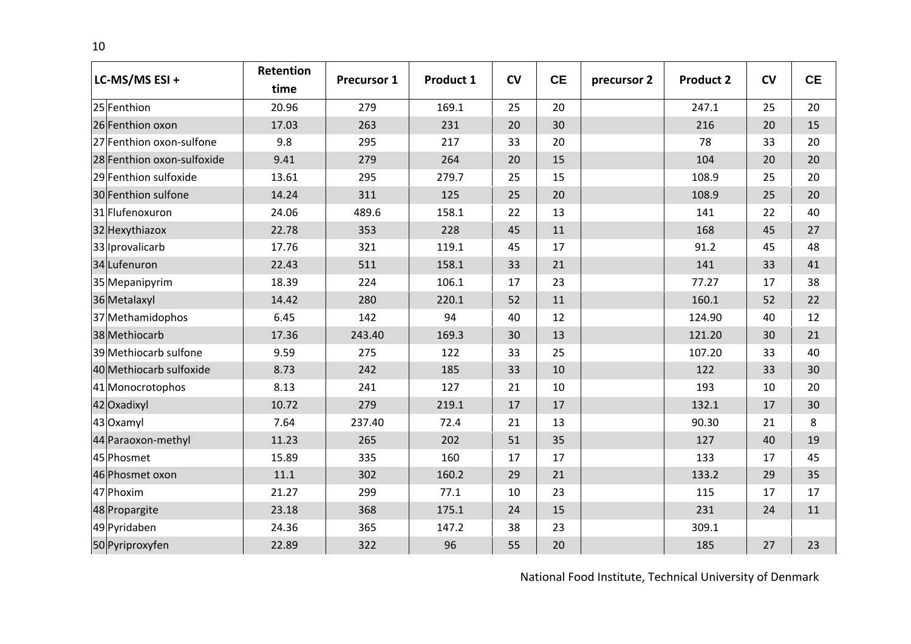| LC-MS/MS ESI + | Retention time | Precursor 1 | Product 1 | CV | CE | precursor 2 | Product 2 | CV | CE |
|---|---|---|---|---|---|---|---|---|---|
| 25 Fenthion | 20.96 | 279 | 169.1 | 25 | 20 | | 247.1 | 25 | 20 |
| 26 Fenthion oxon | 17.03 | 263 | 231 | 20 | 30 | | 216 | 20 | 15 |
| 27 Fenthion oxon-sulfone | 9.8 | 295 | 217 | 33 | 20 | | 78 | 33 | 20 |
| 28 Fenthion oxon-sulfoxide | 9.41 | 279 | 264 | 20 | 15 | | 104 | 20 | 20 |
| 29 Fenthion sulfoxide | 13.61 | 295 | 279.7 | 25 | 15 | | 108.9 | 25 | 20 |
| 30 Fenthion sulfone | 14.24 | 311 | 125 | 25 | 20 | | 108.9 | 25 | 20 |
| 31 Flufenoxuron | 24.06 | 489.6 | 158.1 | 22 | 13 | | 141 | 22 | 40 |
| 32 Hexythiazox | 22.78 | 353 | 228 | 45 | 11 | | 168 | 45 | 27 |
| 33 Iprovalicarb | 17.76 | 321 | 119.1 | 45 | 17 | | 91.2 | 45 | 48 |
| 34 Lufenuron | 22.43 | 511 | 158.1 | 33 | 21 | | 141 | 33 | 41 |
| 35 Mepanipyrim | 18.39 | 224 | 106.1 | 17 | 23 | | 77.27 | 17 | 38 |
| 36 Metalaxyl | 14.42 | 280 | 220.1 | 52 | 11 | | 160.1 | 52 | 22 |
| 37 Methamidophos | 6.45 | 142 | 94 | 40 | 12 | | 124.90 | 40 | 12 |
| 38 Methiocarb | 17.36 | 243.40 | 169.3 | 30 | 13 | | 121.20 | 30 | 21 |
| 39 Methiocarb sulfone | 9.59 | 275 | 122 | 33 | 25 | | 107.20 | 33 | 40 |
| 40 Methiocarb sulfoxide | 8.73 | 242 | 185 | 33 | 10 | | 122 | 33 | 30 |
| 41 Monocrotophos | 8.13 | 241 | 127 | 21 | 10 | | 193 | 10 | 20 |
| 42 Oxadixyl | 10.72 | 279 | 219.1 | 17 | 17 | | 132.1 | 17 | 30 |
| 43 Oxamyl | 7.64 | 237.40 | 72.4 | 21 | 13 | | 90.30 | 21 | 8 |
| 44 Paraoxon-methyl | 11.23 | 265 | 202 | 51 | 35 | | 127 | 40 | 19 |
| 45 Phosmet | 15.89 | 335 | 160 | 17 | 17 | | 133 | 17 | 45 |
| 46 Phosmet oxon | 11.1 | 302 | 160.2 | 29 | 21 | | 133.2 | 29 | 35 |
| 47 Phoxim | 21.27 | 299 | 77.1 | 10 | 23 | | 115 | 17 | 17 |
| 48 Propargite | 23.18 | 368 | 175.1 | 24 | 15 | | 231 | 24 | 11 |
| 49 Pyridaben | 24.36 | 365 | 147.2 | 38 | 23 | | 309.1 | | |
| 50 Pyriproxyfen | 22.89 | 322 | 96 | 55 | 20 | | 185 | 27 | 23 |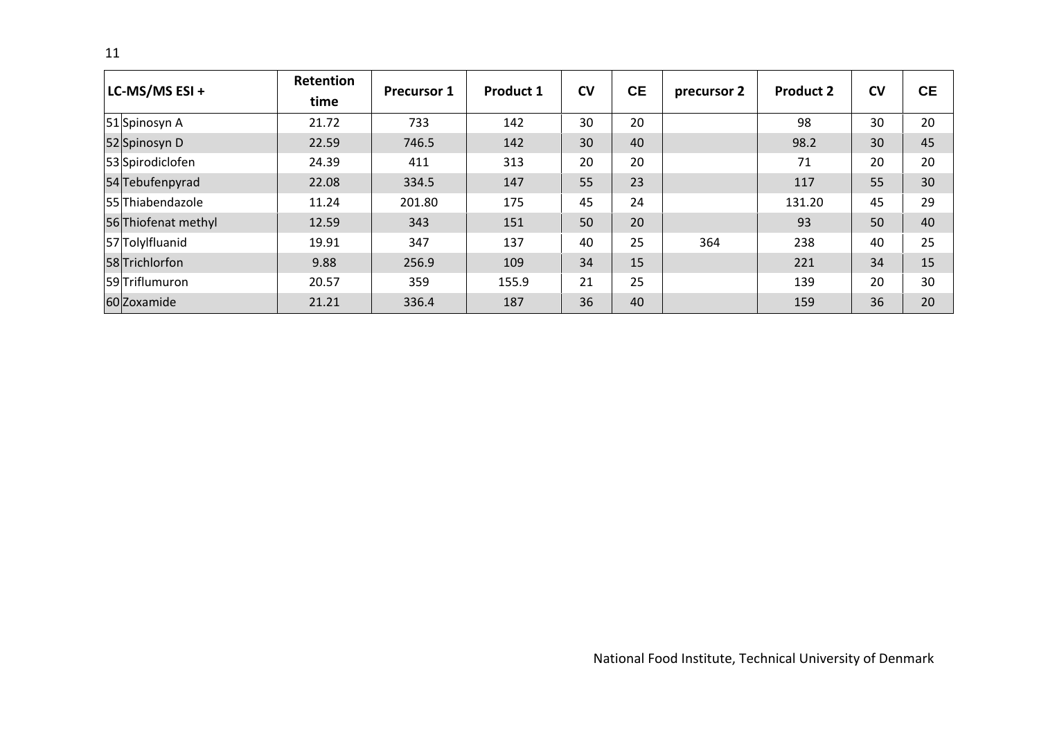| LC-MS/MS ESI + | Retention time | Precursor 1 | Product 1 | CV | CE | precursor 2 | Product 2 | CV | CE |
|---|---|---|---|---|---|---|---|---|---|
| 51 Spinosyn A | 21.72 | 733 | 142 | 30 | 20 | | 98 | 30 | 20 |
| 52 Spinosyn D | 22.59 | 746.5 | 142 | 30 | 40 | | 98.2 | 30 | 45 |
| 53 Spirodiclofen | 24.39 | 411 | 313 | 20 | 20 | | 71 | 20 | 20 |
| 54 Tebufenpyrad | 22.08 | 334.5 | 147 | 55 | 23 | | 117 | 55 | 30 |
| 55 Thiabendazole | 11.24 | 201.80 | 175 | 45 | 24 | | 131.20 | 45 | 29 |
| 56 Thiofenat methyl | 12.59 | 343 | 151 | 50 | 20 | | 93 | 50 | 40 |
| 57 Tolylfluanid | 19.91 | 347 | 137 | 40 | 25 | 364 | 238 | 40 | 25 |
| 58 Trichlorfon | 9.88 | 256.9 | 109 | 34 | 15 | | 221 | 34 | 15 |
| 59 Triflumuron | 20.57 | 359 | 155.9 | 21 | 25 | | 139 | 20 | 30 |
| 60 Zoxamide | 21.21 | 336.4 | 187 | 36 | 40 | | 159 | 36 | 20 |

National Food Institute, Technical University of Denmark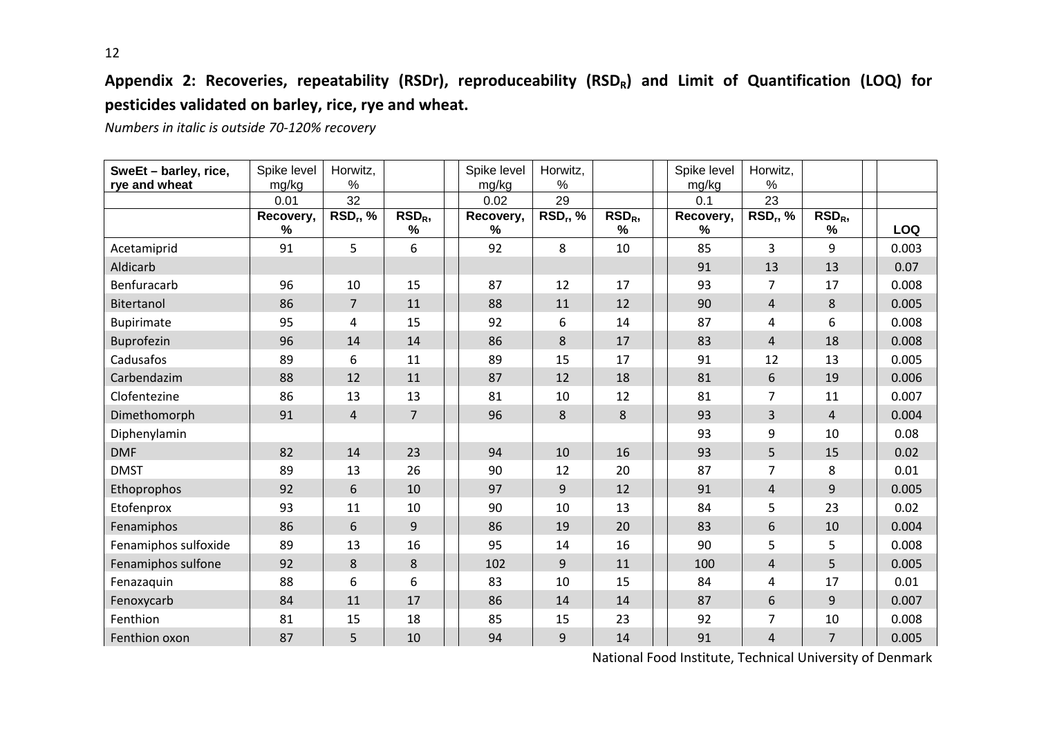**Appendix 2: Recoveries, repeatability (RSDr), reproduceability ($RSD_R$) and Limit of Quantification (LOQ) for pesticides validated on barley, rice, rye and wheat.**

*Numbers in italic is outside 70-120% recovery*

| SweEt – barley, rice, rye and wheat | Spike level mg/kg | Horwitz, % | | Spike level mg/kg | Horwitz, % | | Spike level mg/kg | Horwitz, % | | |
|---|---|---|---|---|---|---|---|---|---|---|
| | 0.01 | 32 | | 0.02 | 29 | | 0.1 | 23 | | |
| | Recovery, % | $RSD_r$, % | $RSD_R$, % | Recovery, % | $RSD_r$, % | $RSD_R$, % | Recovery, % | $RSD_r$, % | $RSD_R$, % | LOQ |
| Acetamiprid | 91 | 5 | 6 | 92 | 8 | 10 | 85 | 3 | 9 | 0.003 |
| Aldicarb | | | | | | | 91 | 13 | 13 | 0.07 |
| Benfuracarb | 96 | 10 | 15 | 87 | 12 | 17 | 93 | 7 | 17 | 0.008 |
| Bitertanol | 86 | 7 | 11 | 88 | 11 | 12 | 90 | 4 | 8 | 0.005 |
| Bupirimate | 95 | 4 | 15 | 92 | 6 | 14 | 87 | 4 | 6 | 0.008 |
| Buprofezin | 96 | 14 | 14 | 86 | 8 | 17 | 83 | 4 | 18 | 0.008 |
| Cadusafos | 89 | 6 | 11 | 89 | 15 | 17 | 91 | 12 | 13 | 0.005 |
| Carbendazim | 88 | 12 | 11 | 87 | 12 | 18 | 81 | 6 | 19 | 0.006 |
| Clofentezine | 86 | 13 | 13 | 81 | 10 | 12 | 81 | 7 | 11 | 0.007 |
| Dimethomorph | 91 | 4 | 7 | 96 | 8 | 8 | 93 | 3 | 4 | 0.004 |
| Diphenylamin | | | | | | | 93 | 9 | 10 | 0.08 |
| DMF | 82 | 14 | 23 | 94 | 10 | 16 | 93 | 5 | 15 | 0.02 |
| DMST | 89 | 13 | 26 | 90 | 12 | 20 | 87 | 7 | 8 | 0.01 |
| Ethoprophos | 92 | 6 | 10 | 97 | 9 | 12 | 91 | 4 | 9 | 0.005 |
| Etofenprox | 93 | 11 | 10 | 90 | 10 | 13 | 84 | 5 | 23 | 0.02 |
| Fenamiphos | 86 | 6 | 9 | 86 | 19 | 20 | 83 | 6 | 10 | 0.004 |
| Fenamiphos sulfoxide | 89 | 13 | 16 | 95 | 14 | 16 | 90 | 5 | 5 | 0.008 |
| Fenamiphos sulfone | 92 | 8 | 8 | 102 | 9 | 11 | 100 | 4 | 5 | 0.005 |
| Fenazaquin | 88 | 6 | 6 | 83 | 10 | 15 | 84 | 4 | 17 | 0.01 |
| Fenoxycarb | 84 | 11 | 17 | 86 | 14 | 14 | 87 | 6 | 9 | 0.007 |
| Fenthion | 81 | 15 | 18 | 85 | 15 | 23 | 92 | 7 | 10 | 0.008 |
| Fenthion oxon | 87 | 5 | 10 | 94 | 9 | 14 | 91 | 4 | 7 | 0.005 |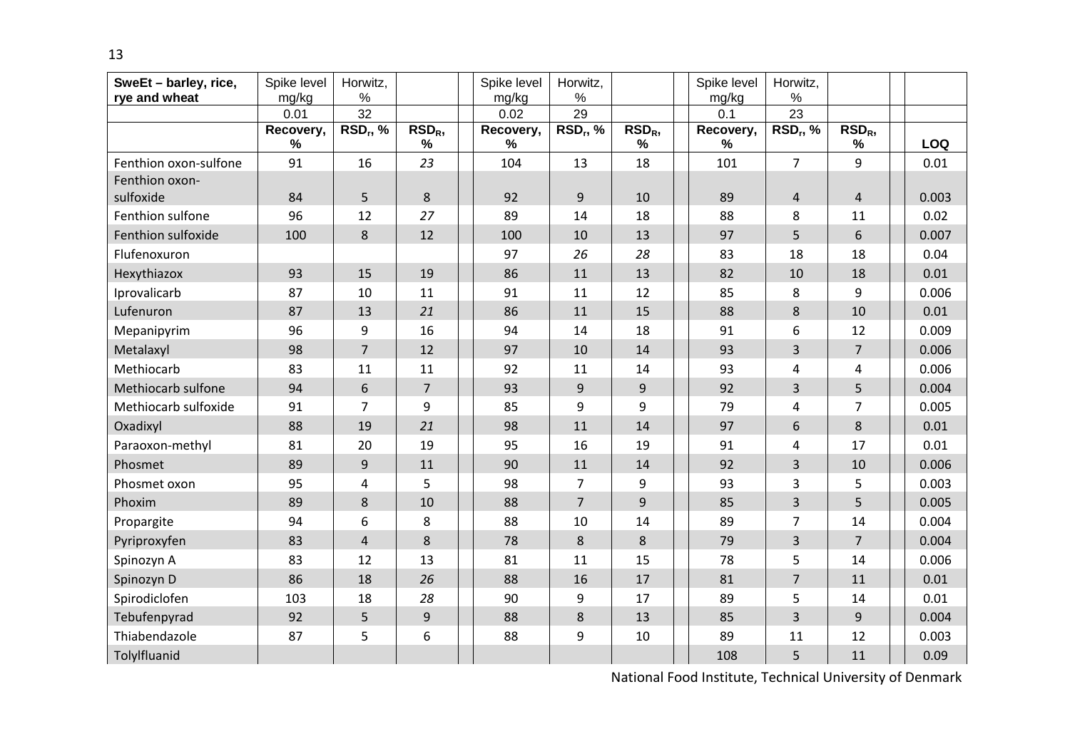| SweEt – barley, rice, rye and wheat | Spike level mg/kg | Horwitz, % | | Spike level mg/kg | Horwitz, % | | Spike level mg/kg | Horwitz, % | | |
|---|---|---|---|---|---|---|---|---|---|---|
| | 0.01 | 32 | | 0.02 | 29 | | 0.1 | 23 | | |
| | **Recovery, %** | **$RSD_r$, %** | **$RSD_R$, %** | **Recovery, %** | **$RSD_r$, %** | **$RSD_R$, %** | **Recovery, %** | **$RSD_r$, %** | **$RSD_R$, %** | **LOQ** |
| Fenthion oxon-sulfone | 91 | 16 | *23* | 104 | 13 | 18 | 101 | 7 | 9 | 0.01 |
| Fenthion oxon-sulfoxide | 84 | 5 | 8 | 92 | 9 | 10 | 89 | 4 | 4 | 0.003 |
| Fenthion sulfone | 96 | 12 | *27* | 89 | 14 | 18 | 88 | 8 | 11 | 0.02 |
| Fenthion sulfoxide | 100 | 8 | 12 | 100 | 10 | 13 | 97 | 5 | 6 | 0.007 |
| Flufenoxuron | | | | 97 | *26* | *28* | 83 | 18 | 18 | 0.04 |
| Hexythiazox | 93 | 15 | 19 | 86 | 11 | 13 | 82 | 10 | 18 | 0.01 |
| Iprovalicarb | 87 | 10 | 11 | 91 | 11 | 12 | 85 | 8 | 9 | 0.006 |
| Lufenuron | 87 | 13 | *21* | 86 | 11 | 15 | 88 | 8 | 10 | 0.01 |
| Mepanipyrim | 96 | 9 | 16 | 94 | 14 | 18 | 91 | 6 | 12 | 0.009 |
| Metalaxyl | 98 | 7 | 12 | 97 | 10 | 14 | 93 | 3 | 7 | 0.006 |
| Methiocarb | 83 | 11 | 11 | 92 | 11 | 14 | 93 | 4 | 4 | 0.006 |
| Methiocarb sulfone | 94 | 6 | 7 | 93 | 9 | 9 | 92 | 3 | 5 | 0.004 |
| Methiocarb sulfoxide | 91 | 7 | 9 | 85 | 9 | 9 | 79 | 4 | 7 | 0.005 |
| Oxadixyl | 88 | 19 | *21* | 98 | 11 | 14 | 97 | 6 | 8 | 0.01 |
| Paraoxon-methyl | 81 | 20 | 19 | 95 | 16 | 19 | 91 | 4 | 17 | 0.01 |
| Phosmet | 89 | 9 | 11 | 90 | 11 | 14 | 92 | 3 | 10 | 0.006 |
| Phosmet oxon | 95 | 4 | 5 | 98 | 7 | 9 | 93 | 3 | 5 | 0.003 |
| Phoxim | 89 | 8 | 10 | 88 | 7 | 9 | 85 | 3 | 5 | 0.005 |
| Propargite | 94 | 6 | 8 | 88 | 10 | 14 | 89 | 7 | 14 | 0.004 |
| Pyriproxyfen | 83 | 4 | 8 | 78 | 8 | 8 | 79 | 3 | 7 | 0.004 |
| Spinozyn A | 83 | 12 | 13 | 81 | 11 | 15 | 78 | 5 | 14 | 0.006 |
| Spinozyn D | 86 | 18 | *26* | 88 | 16 | 17 | 81 | 7 | 11 | 0.01 |
| Spirodiclofen | 103 | 18 | *28* | 90 | 9 | 17 | 89 | 5 | 14 | 0.01 |
| Tebufenpyrad | 92 | 5 | 9 | 88 | 8 | 13 | 85 | 3 | 9 | 0.004 |
| Thiabendazole | 87 | 5 | 6 | 88 | 9 | 10 | 89 | 11 | 12 | 0.003 |
| Tolylfluanid | | | | | | | 108 | 5 | 11 | 0.09 |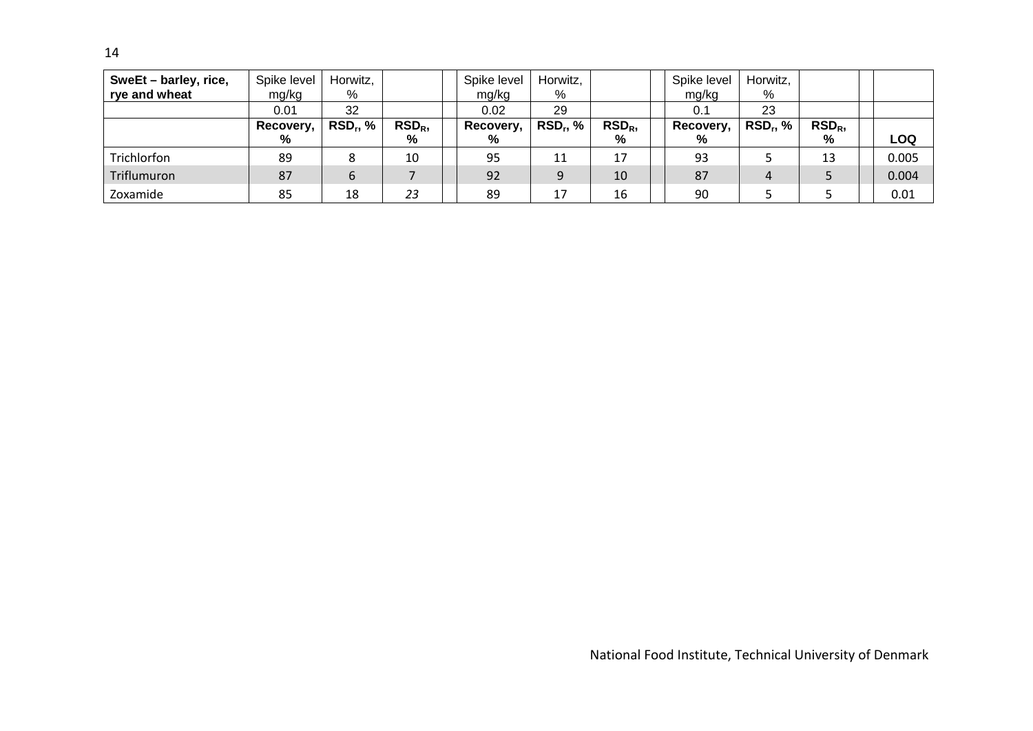| SweEt – barley, rice, rye and wheat | Spike level mg/kg | Horwitz, % | | | Spike level mg/kg | Horwitz, % | | | Spike level mg/kg | Horwitz, % | | | |
|---|---|---|---|---|---|---|---|---|---|---|---|---|---|
| | 0.01 | 32 | | | 0.02 | 29 | | | 0.1 | 23 | | | |
| | **Recovery, %** | **$RSD_r$, %** | **$RSD_R$, %** | | **Recovery, %** | **$RSD_r$, %** | **$RSD_R$, %** | | **Recovery, %** | **$RSD_r$, %** | **$RSD_R$, %** | | **LOQ** |
| Trichlorfon | 89 | 8 | 10 | | 95 | 11 | 17 | | 93 | 5 | 13 | | 0.005 |
| Triflumuron | 87 | 6 | 7 | | 92 | 9 | 10 | | 87 | 4 | 5 | | 0.004 |
| Zoxamide | 85 | 18 | *23* | | 89 | 17 | 16 | | 90 | 5 | 5 | | 0.01 |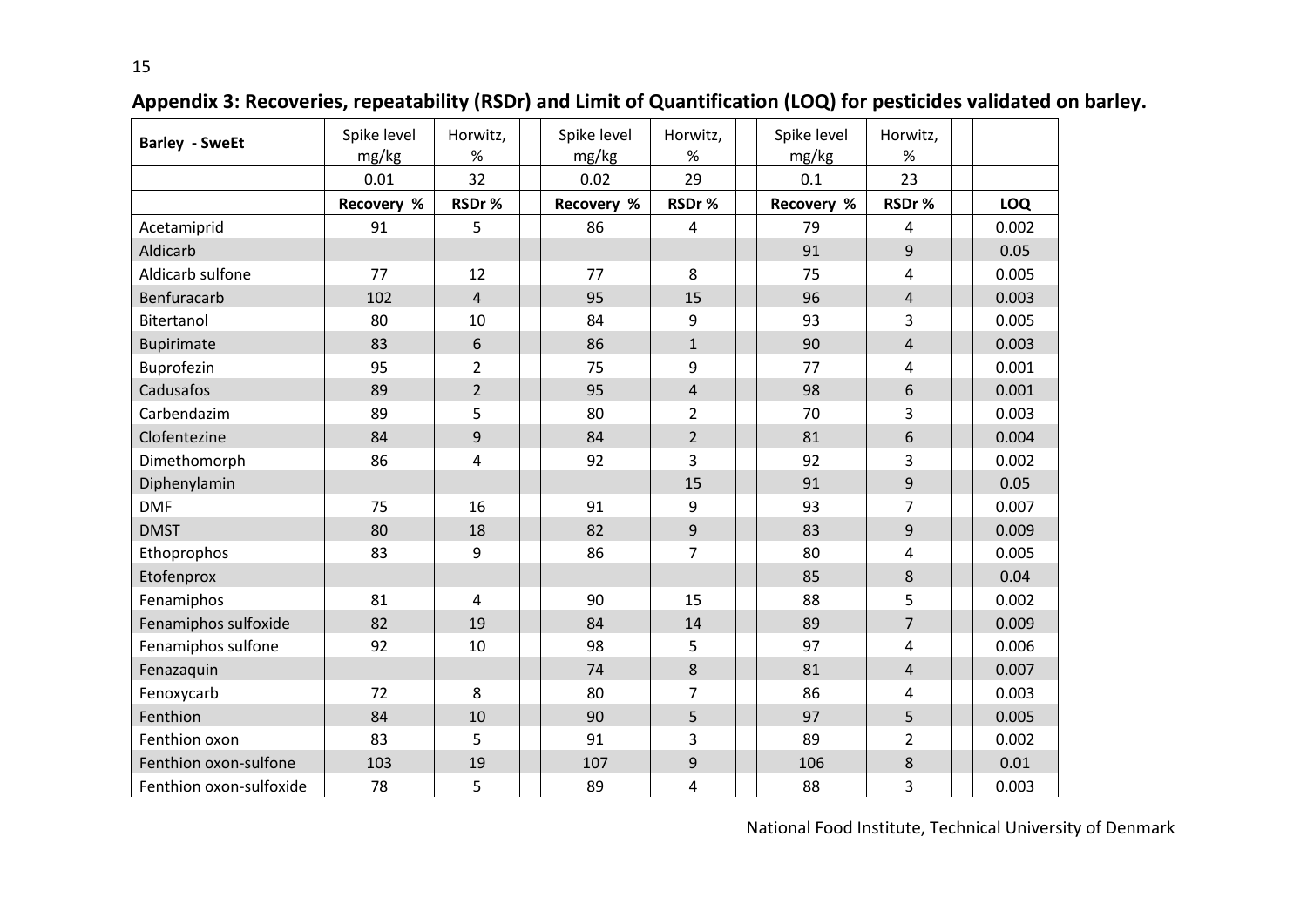## Appendix 3: Recoveries, repeatability (RSDr) and Limit of Quantification (LOQ) for pesticides validated on barley.

| Barley - SweEt | Spike level mg/kg | Horwitz, % | Spike level mg/kg | Horwitz, % | Spike level mg/kg | Horwitz, % | |
|---|---|---|---|---|---|---|---|
| | 0.01 | 32 | 0.02 | 29 | 0.1 | 23 | |
| | **Recovery %** | **RSDr %** | **Recovery %** | **RSDr %** | **Recovery %** | **RSDr %** | **LOQ** |
| Acetamiprid | 91 | 5 | 86 | 4 | 79 | 4 | 0.002 |
| Aldicarb | | | | | 91 | 9 | 0.05 |
| Aldicarb sulfone | 77 | 12 | 77 | 8 | 75 | 4 | 0.005 |
| Benfuracarb | 102 | 4 | 95 | 15 | 96 | 4 | 0.003 |
| Bitertanol | 80 | 10 | 84 | 9 | 93 | 3 | 0.005 |
| Bupirimate | 83 | 6 | 86 | 1 | 90 | 4 | 0.003 |
| Buprofezin | 95 | 2 | 75 | 9 | 77 | 4 | 0.001 |
| Cadusafos | 89 | 2 | 95 | 4 | 98 | 6 | 0.001 |
| Carbendazim | 89 | 5 | 80 | 2 | 70 | 3 | 0.003 |
| Clofentezine | 84 | 9 | 84 | 2 | 81 | 6 | 0.004 |
| Dimethomorph | 86 | 4 | 92 | 3 | 92 | 3 | 0.002 |
| Diphenylamin | | | | 15 | 91 | 9 | 0.05 |
| DMF | 75 | 16 | 91 | 9 | 93 | 7 | 0.007 |
| DMST | 80 | 18 | 82 | 9 | 83 | 9 | 0.009 |
| Ethoprophos | 83 | 9 | 86 | 7 | 80 | 4 | 0.005 |
| Etofenprox | | | | | 85 | 8 | 0.04 |
| Fenamiphos | 81 | 4 | 90 | 15 | 88 | 5 | 0.002 |
| Fenamiphos sulfoxide | 82 | 19 | 84 | 14 | 89 | 7 | 0.009 |
| Fenamiphos sulfone | 92 | 10 | 98 | 5 | 97 | 4 | 0.006 |
| Fenazaquin | | | 74 | 8 | 81 | 4 | 0.007 |
| Fenoxycarb | 72 | 8 | 80 | 7 | 86 | 4 | 0.003 |
| Fenthion | 84 | 10 | 90 | 5 | 97 | 5 | 0.005 |
| Fenthion oxon | 83 | 5 | 91 | 3 | 89 | 2 | 0.002 |
| Fenthion oxon-sulfone | 103 | 19 | 107 | 9 | 106 | 8 | 0.01 |
| Fenthion oxon-sulfoxide | 78 | 5 | 89 | 4 | 88 | 3 | 0.003 |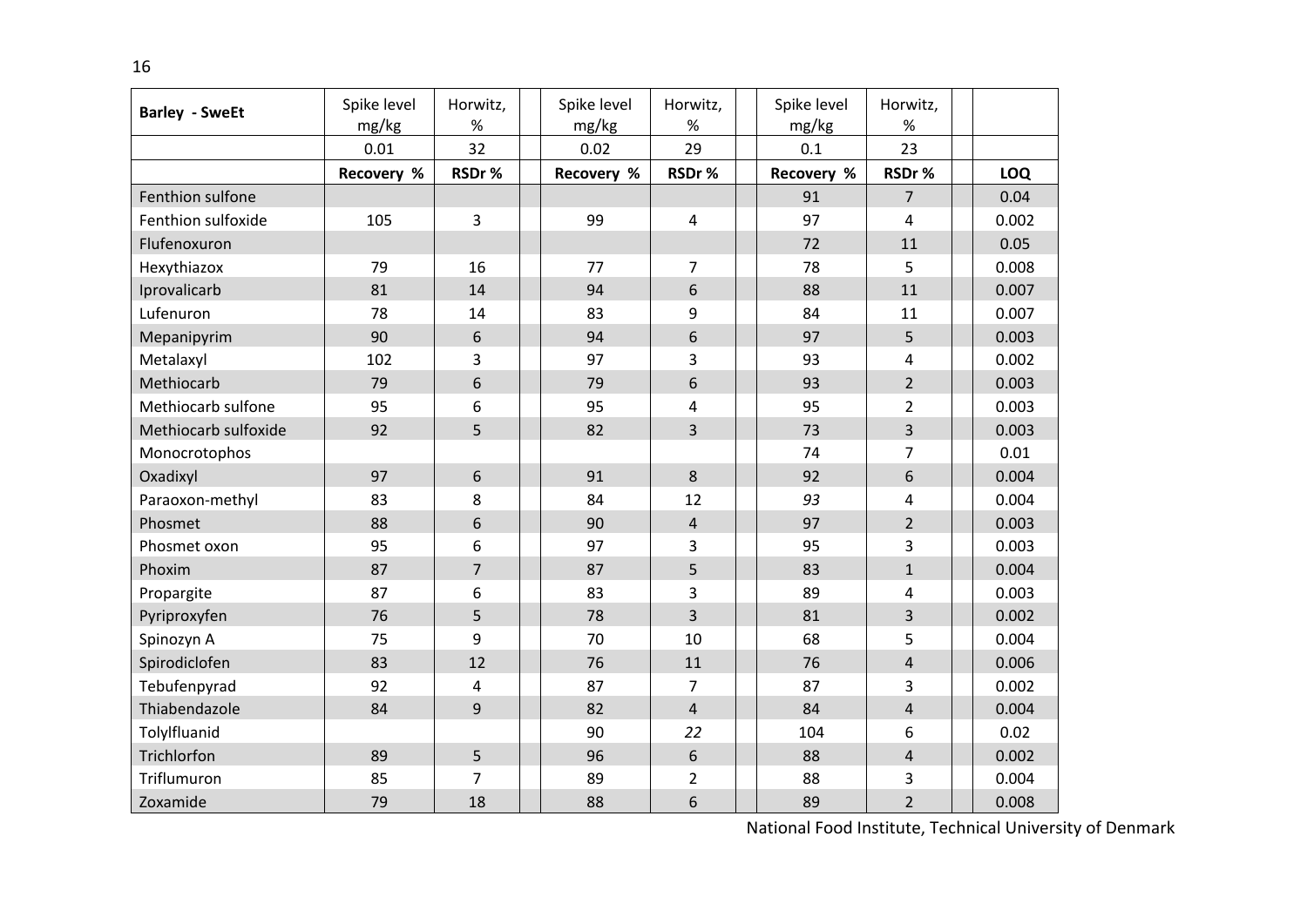| Barley - SweEt | Spike level mg/kg | Horwitz, % | | Spike level mg/kg | Horwitz, % | | Spike level mg/kg | Horwitz, % | | |
|---|---|---|---|---|---|---|---|---|---|---|
| | 0.01 | 32 | | 0.02 | 29 | | 0.1 | 23 | | |
| | **Recovery %** | **RSDr %** | | **Recovery %** | **RSDr %** | | **Recovery %** | **RSDr %** | | **LOQ** |
| Fenthion sulfone | | | | | | | 91 | 7 | | 0.04 |
| Fenthion sulfoxide | 105 | 3 | | 99 | 4 | | 97 | 4 | | 0.002 |
| Flufenoxuron | | | | | | | 72 | 11 | | 0.05 |
| Hexythiazox | 79 | 16 | | 77 | 7 | | 78 | 5 | | 0.008 |
| Iprovalicarb | 81 | 14 | | 94 | 6 | | 88 | 11 | | 0.007 |
| Lufenuron | 78 | 14 | | 83 | 9 | | 84 | 11 | | 0.007 |
| Mepanipyrim | 90 | 6 | | 94 | 6 | | 97 | 5 | | 0.003 |
| Metalaxyl | 102 | 3 | | 97 | 3 | | 93 | 4 | | 0.002 |
| Methiocarb | 79 | 6 | | 79 | 6 | | 93 | 2 | | 0.003 |
| Methiocarb sulfone | 95 | 6 | | 95 | 4 | | 95 | 2 | | 0.003 |
| Methiocarb sulfoxide | 92 | 5 | | 82 | 3 | | 73 | 3 | | 0.003 |
| Monocrotophos | | | | | | | 74 | 7 | | 0.01 |
| Oxadixyl | 97 | 6 | | 91 | 8 | | 92 | 6 | | 0.004 |
| Paraoxon-methyl | 83 | 8 | | 84 | 12 | | *93* | 4 | | 0.004 |
| Phosmet | 88 | 6 | | 90 | 4 | | 97 | 2 | | 0.003 |
| Phosmet oxon | 95 | 6 | | 97 | 3 | | 95 | 3 | | 0.003 |
| Phoxim | 87 | 7 | | 87 | 5 | | 83 | 1 | | 0.004 |
| Propargite | 87 | 6 | | 83 | 3 | | 89 | 4 | | 0.003 |
| Pyriproxyfen | 76 | 5 | | 78 | 3 | | 81 | 3 | | 0.002 |
| Spinozyn A | 75 | 9 | | 70 | 10 | | 68 | 5 | | 0.004 |
| Spirodiclofen | 83 | 12 | | 76 | 11 | | 76 | 4 | | 0.006 |
| Tebufenpyrad | 92 | 4 | | 87 | 7 | | 87 | 3 | | 0.002 |
| Thiabendazole | 84 | 9 | | 82 | 4 | | 84 | 4 | | 0.004 |
| Tolylfluanid | | | | 90 | *22* | | 104 | 6 | | 0.02 |
| Trichlorfon | 89 | 5 | | 96 | 6 | | 88 | 4 | | 0.002 |
| Triflumuron | 85 | 7 | | 89 | 2 | | 88 | 3 | | 0.004 |
| Zoxamide | 79 | 18 | | 88 | 6 | | 89 | 2 | | 0.008 |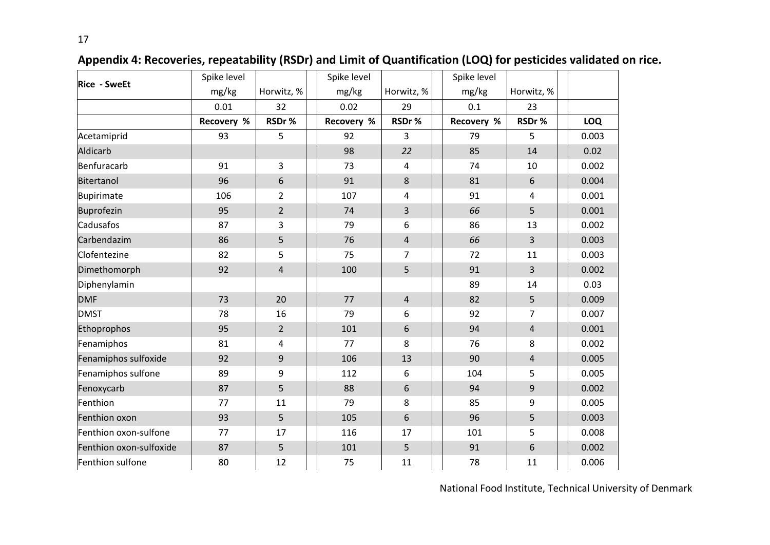## Appendix 4: Recoveries, repeatability (RSDr) and Limit of Quantification (LOQ) for pesticides validated on rice.

| Rice - SweEt | Spike level mg/kg | Horwitz, % | Spike level mg/kg | Horwitz, % | Spike level mg/kg | Horwitz, % | |
|---|---|---|---|---|---|---|---|
| | 0.01 | 32 | 0.02 | 29 | 0.1 | 23 | |
| | **Recovery %** | **RSDr %** | **Recovery %** | **RSDr %** | **Recovery %** | **RSDr %** | **LOQ** |
| Acetamiprid | 93 | 5 | 92 | 3 | 79 | 5 | 0.003 |
| Aldicarb | | | 98 | *22* | 85 | 14 | 0.02 |
| Benfuracarb | 91 | 3 | 73 | 4 | 74 | 10 | 0.002 |
| Bitertanol | 96 | 6 | 91 | 8 | 81 | 6 | 0.004 |
| Bupirimate | 106 | 2 | 107 | 4 | 91 | 4 | 0.001 |
| Buprofezin | 95 | 2 | 74 | 3 | *66* | 5 | 0.001 |
| Cadusafos | 87 | 3 | 79 | 6 | 86 | 13 | 0.002 |
| Carbendazim | 86 | 5 | 76 | 4 | *66* | 3 | 0.003 |
| Clofentezine | 82 | 5 | 75 | 7 | 72 | 11 | 0.003 |
| Dimethomorph | 92 | 4 | 100 | 5 | 91 | 3 | 0.002 |
| Diphenylamin | | | | | 89 | 14 | 0.03 |
| DMF | 73 | 20 | 77 | 4 | 82 | 5 | 0.009 |
| DMST | 78 | 16 | 79 | 6 | 92 | 7 | 0.007 |
| Ethoprophos | 95 | 2 | 101 | 6 | 94 | 4 | 0.001 |
| Fenamiphos | 81 | 4 | 77 | 8 | 76 | 8 | 0.002 |
| Fenamiphos sulfoxide | 92 | 9 | 106 | 13 | 90 | 4 | 0.005 |
| Fenamiphos sulfone | 89 | 9 | 112 | 6 | 104 | 5 | 0.005 |
| Fenoxycarb | 87 | 5 | 88 | 6 | 94 | 9 | 0.002 |
| Fenthion | 77 | 11 | 79 | 8 | 85 | 9 | 0.005 |
| Fenthion oxon | 93 | 5 | 105 | 6 | 96 | 5 | 0.003 |
| Fenthion oxon-sulfone | 77 | 17 | 116 | 17 | 101 | 5 | 0.008 |
| Fenthion oxon-sulfoxide | 87 | 5 | 101 | 5 | 91 | 6 | 0.002 |
| Fenthion sulfone | 80 | 12 | 75 | 11 | 78 | 11 | 0.006 |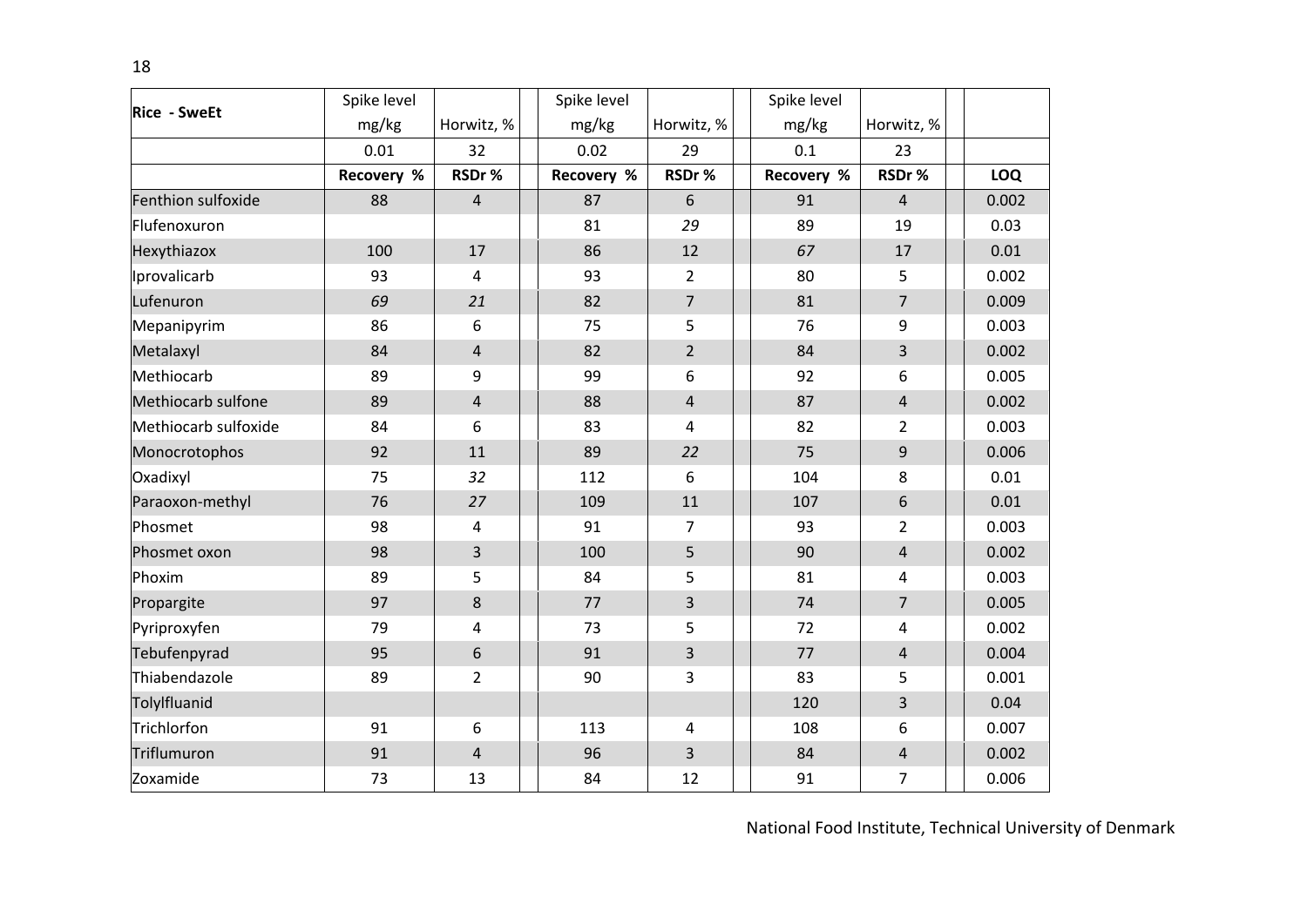| Rice - SweEt | Spike level mg/kg | Horwitz, % | | Spike level mg/kg | Horwitz, % | | Spike level mg/kg | Horwitz, % | | |
|---|---|---|---|---|---|---|---|---|---|---|
| | 0.01 | 32 | | 0.02 | 29 | | 0.1 | 23 | | |
| | **Recovery %** | **RSDr %** | | **Recovery %** | **RSDr %** | | **Recovery %** | **RSDr %** | | **LOQ** |
| Fenthion sulfoxide | 88 | 4 | | 87 | 6 | | 91 | 4 | | 0.002 |
| Flufenoxuron | | | | 81 | *29* | | 89 | 19 | | 0.03 |
| Hexythiazox | 100 | 17 | | 86 | 12 | | *67* | 17 | | 0.01 |
| Iprovalicarb | 93 | 4 | | 93 | 2 | | 80 | 5 | | 0.002 |
| Lufenuron | *69* | *21* | | 82 | 7 | | 81 | 7 | | 0.009 |
| Mepanipyrim | 86 | 6 | | 75 | 5 | | 76 | 9 | | 0.003 |
| Metalaxyl | 84 | 4 | | 82 | 2 | | 84 | 3 | | 0.002 |
| Methiocarb | 89 | 9 | | 99 | 6 | | 92 | 6 | | 0.005 |
| Methiocarb sulfone | 89 | 4 | | 88 | 4 | | 87 | 4 | | 0.002 |
| Methiocarb sulfoxide | 84 | 6 | | 83 | 4 | | 82 | 2 | | 0.003 |
| Monocrotophos | 92 | 11 | | 89 | *22* | | 75 | 9 | | 0.006 |
| Oxadixyl | 75 | *32* | | 112 | 6 | | 104 | 8 | | 0.01 |
| Paraoxon-methyl | 76 | *27* | | 109 | 11 | | 107 | 6 | | 0.01 |
| Phosmet | 98 | 4 | | 91 | 7 | | 93 | 2 | | 0.003 |
| Phosmet oxon | 98 | 3 | | 100 | 5 | | 90 | 4 | | 0.002 |
| Phoxim | 89 | 5 | | 84 | 5 | | 81 | 4 | | 0.003 |
| Propargite | 97 | 8 | | 77 | 3 | | 74 | 7 | | 0.005 |
| Pyriproxyfen | 79 | 4 | | 73 | 5 | | 72 | 4 | | 0.002 |
| Tebufenpyrad | 95 | 6 | | 91 | 3 | | 77 | 4 | | 0.004 |
| Thiabendazole | 89 | 2 | | 90 | 3 | | 83 | 5 | | 0.001 |
| Tolylfluanid | | | | | | | 120 | 3 | | 0.04 |
| Trichlorfon | 91 | 6 | | 113 | 4 | | 108 | 6 | | 0.007 |
| Triflumuron | 91 | 4 | | 96 | 3 | | 84 | 4 | | 0.002 |
| Zoxamide | 73 | 13 | | 84 | 12 | | 91 | 7 | | 0.006 |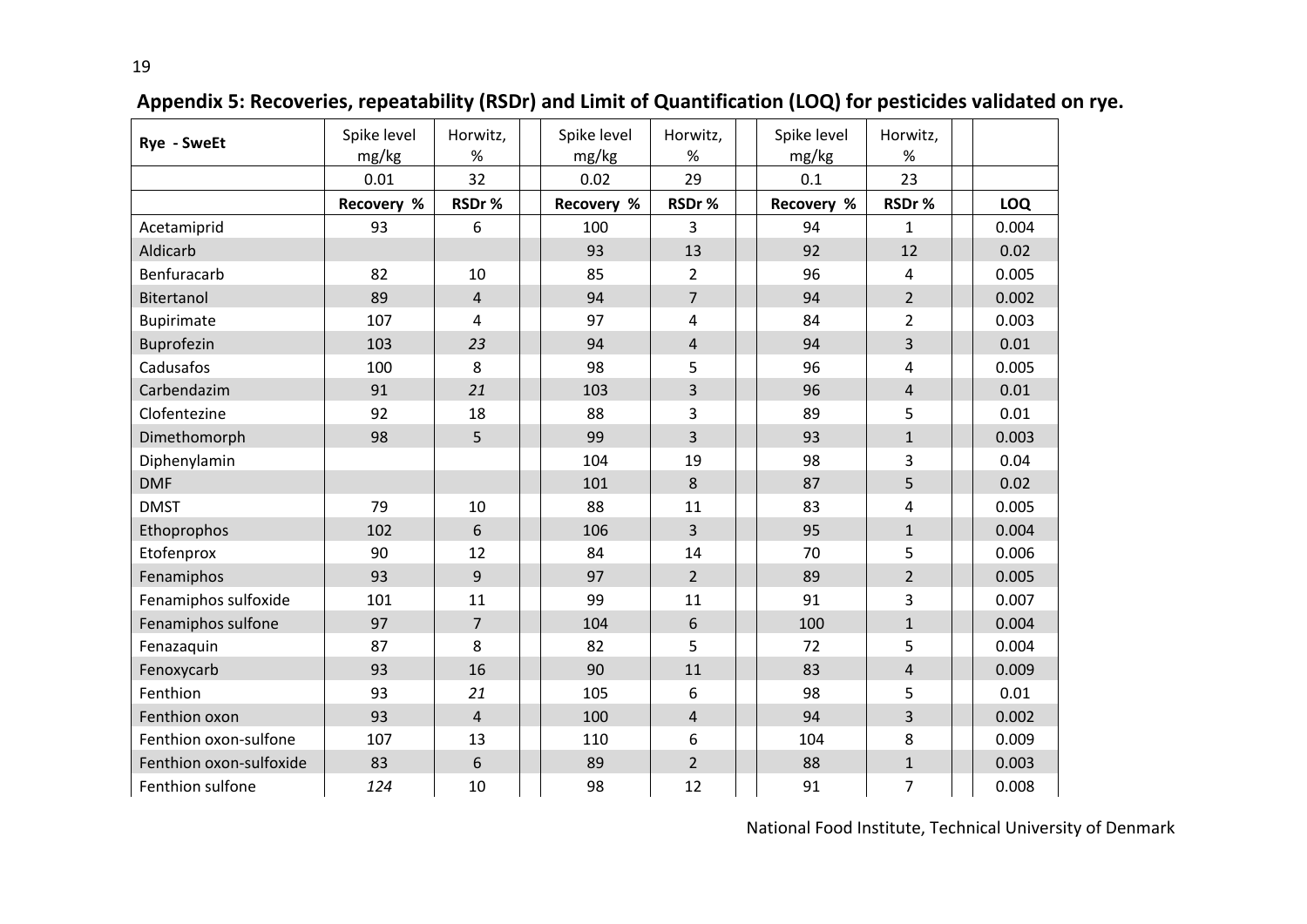## Appendix 5: Recoveries, repeatability (RSDr) and Limit of Quantification (LOQ) for pesticides validated on rye.

| Rye - SweEt | Spike level mg/kg | Horwitz, % | Spike level mg/kg | Horwitz, % | Spike level mg/kg | Horwitz, % | |
|---|---|---|---|---|---|---|---|
| | 0.01 | 32 | 0.02 | 29 | 0.1 | 23 | |
| | **Recovery %** | **RSDr %** | **Recovery %** | **RSDr %** | **Recovery %** | **RSDr %** | **LOQ** |
| Acetamiprid | 93 | 6 | 100 | 3 | 94 | 1 | 0.004 |
| Aldicarb | | | 93 | 13 | 92 | 12 | 0.02 |
| Benfuracarb | 82 | 10 | 85 | 2 | 96 | 4 | 0.005 |
| Bitertanol | 89 | 4 | 94 | 7 | 94 | 2 | 0.002 |
| Bupirimate | 107 | 4 | 97 | 4 | 84 | 2 | 0.003 |
| Buprofezin | 103 | *23* | 94 | 4 | 94 | 3 | 0.01 |
| Cadusafos | 100 | 8 | 98 | 5 | 96 | 4 | 0.005 |
| Carbendazim | 91 | *21* | 103 | 3 | 96 | 4 | 0.01 |
| Clofentezine | 92 | 18 | 88 | 3 | 89 | 5 | 0.01 |
| Dimethomorph | 98 | 5 | 99 | 3 | 93 | 1 | 0.003 |
| Diphenylamin | | | 104 | 19 | 98 | 3 | 0.04 |
| DMF | | | 101 | 8 | 87 | 5 | 0.02 |
| DMST | 79 | 10 | 88 | 11 | 83 | 4 | 0.005 |
| Ethoprophos | 102 | 6 | 106 | 3 | 95 | 1 | 0.004 |
| Etofenprox | 90 | 12 | 84 | 14 | 70 | 5 | 0.006 |
| Fenamiphos | 93 | 9 | 97 | 2 | 89 | 2 | 0.005 |
| Fenamiphos sulfoxide | 101 | 11 | 99 | 11 | 91 | 3 | 0.007 |
| Fenamiphos sulfone | 97 | 7 | 104 | 6 | 100 | 1 | 0.004 |
| Fenazaquin | 87 | 8 | 82 | 5 | 72 | 5 | 0.004 |
| Fenoxycarb | 93 | 16 | 90 | 11 | 83 | 4 | 0.009 |
| Fenthion | 93 | *21* | 105 | 6 | 98 | 5 | 0.01 |
| Fenthion oxon | 93 | 4 | 100 | 4 | 94 | 3 | 0.002 |
| Fenthion oxon-sulfone | 107 | 13 | 110 | 6 | 104 | 8 | 0.009 |
| Fenthion oxon-sulfoxide | 83 | 6 | 89 | 2 | 88 | 1 | 0.003 |
| Fenthion sulfone | *124* | 10 | 98 | 12 | 91 | 7 | 0.008 |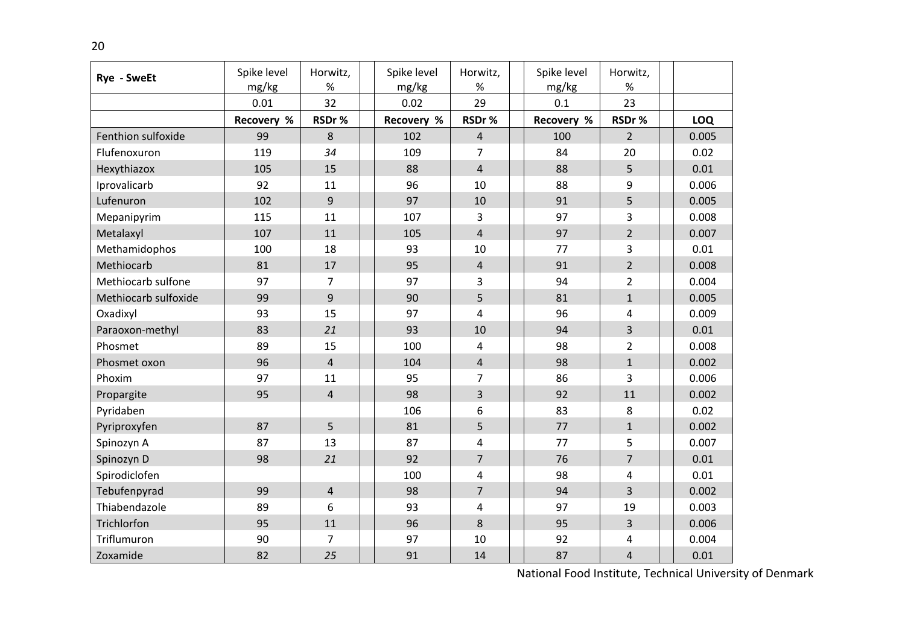| Rye - SweEt | Spike level mg/kg | Horwitz, % | | Spike level mg/kg | Horwitz, % | | Spike level mg/kg | Horwitz, % | | |
|---|---|---|---|---|---|---|---|---|---|---|
| | 0.01 | 32 | | 0.02 | 29 | | 0.1 | 23 | | |
| | **Recovery %** | **RSDr %** | | **Recovery %** | **RSDr %** | | **Recovery %** | **RSDr %** | | **LOQ** |
| Fenthion sulfoxide | 99 | 8 | | 102 | 4 | | 100 | 2 | | 0.005 |
| Flufenoxuron | 119 | *34* | | 109 | 7 | | 84 | 20 | | 0.02 |
| Hexythiazox | 105 | 15 | | 88 | 4 | | 88 | 5 | | 0.01 |
| Iprovalicarb | 92 | 11 | | 96 | 10 | | 88 | 9 | | 0.006 |
| Lufenuron | 102 | 9 | | 97 | 10 | | 91 | 5 | | 0.005 |
| Mepanipyrim | 115 | 11 | | 107 | 3 | | 97 | 3 | | 0.008 |
| Metalaxyl | 107 | 11 | | 105 | 4 | | 97 | 2 | | 0.007 |
| Methamidophos | 100 | 18 | | 93 | 10 | | 77 | 3 | | 0.01 |
| Methiocarb | 81 | 17 | | 95 | 4 | | 91 | 2 | | 0.008 |
| Methiocarb sulfone | 97 | 7 | | 97 | 3 | | 94 | 2 | | 0.004 |
| Methiocarb sulfoxide | 99 | 9 | | 90 | 5 | | 81 | 1 | | 0.005 |
| Oxadixyl | 93 | 15 | | 97 | 4 | | 96 | 4 | | 0.009 |
| Paraoxon-methyl | 83 | *21* | | 93 | 10 | | 94 | 3 | | 0.01 |
| Phosmet | 89 | 15 | | 100 | 4 | | 98 | 2 | | 0.008 |
| Phosmet oxon | 96 | 4 | | 104 | 4 | | 98 | 1 | | 0.002 |
| Phoxim | 97 | 11 | | 95 | 7 | | 86 | 3 | | 0.006 |
| Propargite | 95 | 4 | | 98 | 3 | | 92 | 11 | | 0.002 |
| Pyridaben | | | | 106 | 6 | | 83 | 8 | | 0.02 |
| Pyriproxyfen | 87 | 5 | | 81 | 5 | | 77 | 1 | | 0.002 |
| Spinozyn A | 87 | 13 | | 87 | 4 | | 77 | 5 | | 0.007 |
| Spinozyn D | 98 | *21* | | 92 | 7 | | 76 | 7 | | 0.01 |
| Spirodiclofen | | | | 100 | 4 | | 98 | 4 | | 0.01 |
| Tebufenpyrad | 99 | 4 | | 98 | 7 | | 94 | 3 | | 0.002 |
| Thiabendazole | 89 | 6 | | 93 | 4 | | 97 | 19 | | 0.003 |
| Trichlorfon | 95 | 11 | | 96 | 8 | | 95 | 3 | | 0.006 |
| Triflumuron | 90 | 7 | | 97 | 10 | | 92 | 4 | | 0.004 |
| Zoxamide | 82 | *25* | | 91 | 14 | | 87 | 4 | | 0.01 |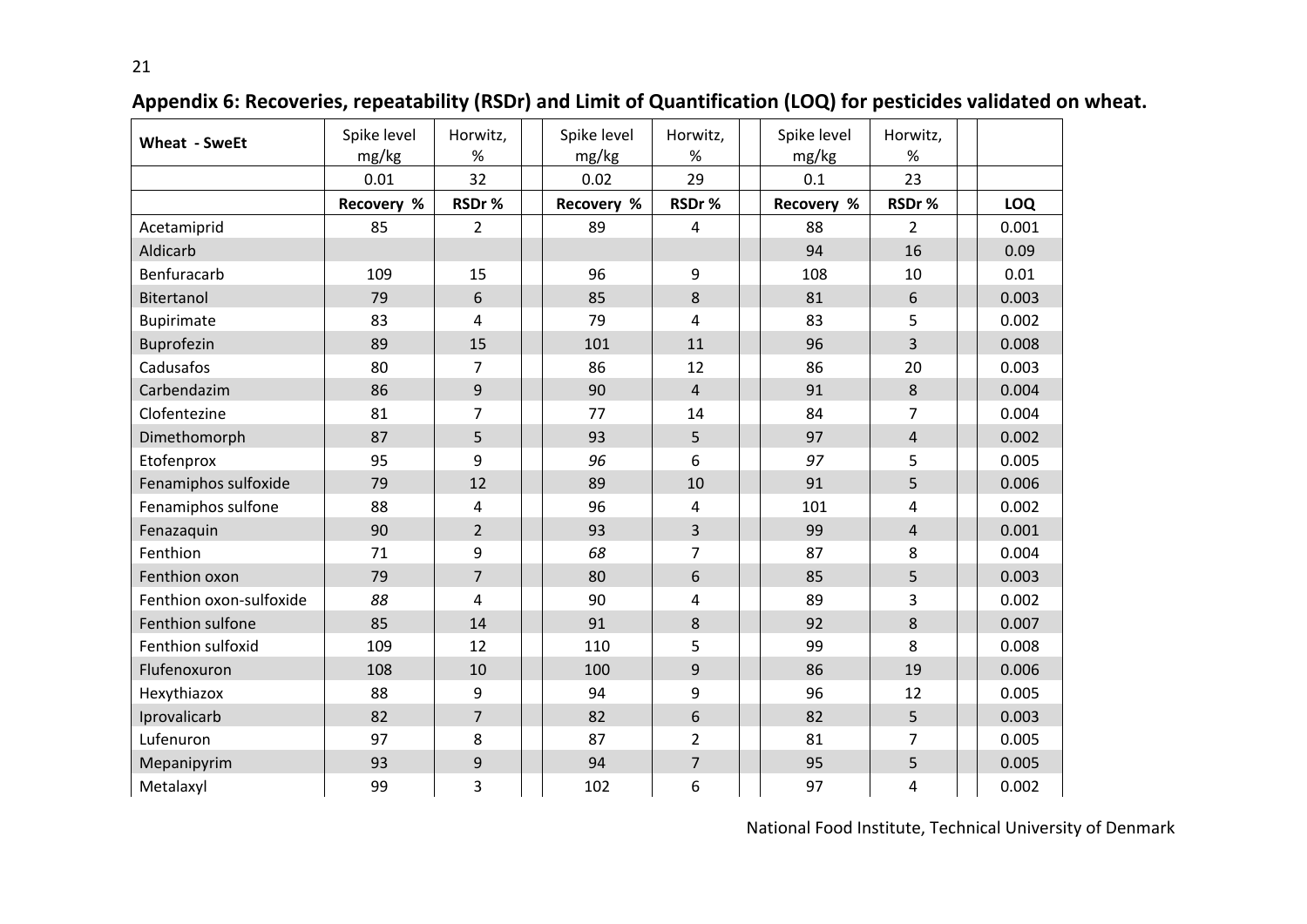## Appendix 6: Recoveries, repeatability (RSDr) and Limit of Quantification (LOQ) for pesticides validated on wheat.

| Wheat - SweEt | Spike level mg/kg | Horwitz, % | Spike level mg/kg | Horwitz, % | Spike level mg/kg | Horwitz, % | |
|---|---|---|---|---|---|---|---|
| | 0.01 | 32 | 0.02 | 29 | 0.1 | 23 | |
| | **Recovery %** | **RSDr %** | **Recovery %** | **RSDr %** | **Recovery %** | **RSDr %** | **LOQ** |
| Acetamiprid | 85 | 2 | 89 | 4 | 88 | 2 | 0.001 |
| Aldicarb | | | | | 94 | 16 | 0.09 |
| Benfuracarb | 109 | 15 | 96 | 9 | 108 | 10 | 0.01 |
| Bitertanol | 79 | 6 | 85 | 8 | 81 | 6 | 0.003 |
| Bupirimate | 83 | 4 | 79 | 4 | 83 | 5 | 0.002 |
| Buprofezin | 89 | 15 | 101 | 11 | 96 | 3 | 0.008 |
| Cadusafos | 80 | 7 | 86 | 12 | 86 | 20 | 0.003 |
| Carbendazim | 86 | 9 | 90 | 4 | 91 | 8 | 0.004 |
| Clofentezine | 81 | 7 | 77 | 14 | 84 | 7 | 0.004 |
| Dimethomorph | 87 | 5 | 93 | 5 | 97 | 4 | 0.002 |
| Etofenprox | 95 | 9 | *96* | 6 | *97* | 5 | 0.005 |
| Fenamiphos sulfoxide | 79 | 12 | 89 | 10 | 91 | 5 | 0.006 |
| Fenamiphos sulfone | 88 | 4 | 96 | 4 | 101 | 4 | 0.002 |
| Fenazaquin | 90 | 2 | 93 | 3 | 99 | 4 | 0.001 |
| Fenthion | 71 | 9 | *68* | 7 | 87 | 8 | 0.004 |
| Fenthion oxon | 79 | 7 | 80 | 6 | 85 | 5 | 0.003 |
| Fenthion oxon-sulfoxide | *88* | 4 | 90 | 4 | 89 | 3 | 0.002 |
| Fenthion sulfone | 85 | 14 | 91 | 8 | 92 | 8 | 0.007 |
| Fenthion sulfoxid | 109 | 12 | 110 | 5 | 99 | 8 | 0.008 |
| Flufenoxuron | 108 | 10 | 100 | 9 | 86 | 19 | 0.006 |
| Hexythiazox | 88 | 9 | 94 | 9 | 96 | 12 | 0.005 |
| Iprovalicarb | 82 | 7 | 82 | 6 | 82 | 5 | 0.003 |
| Lufenuron | 97 | 8 | 87 | 2 | 81 | 7 | 0.005 |
| Mepanipyrim | 93 | 9 | 94 | 7 | 95 | 5 | 0.005 |
| Metalaxyl | 99 | 3 | 102 | 6 | 97 | 4 | 0.002 |

National Food Institute, Technical University of Denmark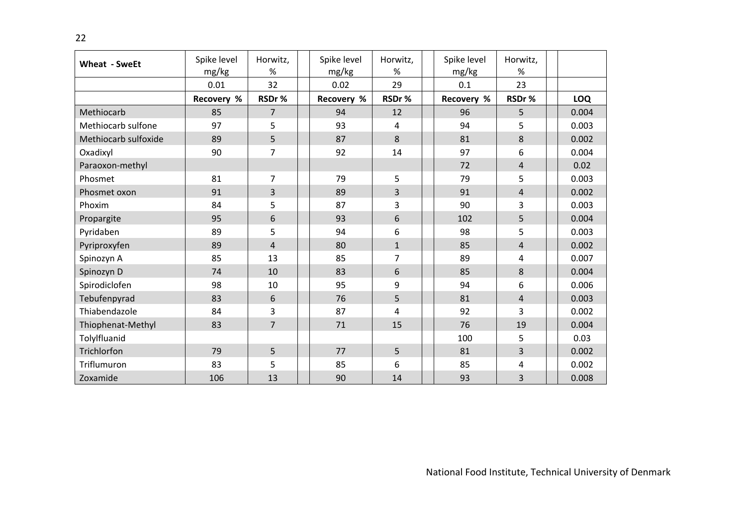| Wheat - SweEt | Spike level mg/kg | Horwitz, % | | Spike level mg/kg | Horwitz, % | | Spike level mg/kg | Horwitz, % | | |
|---|---|---|---|---|---|---|---|---|---|---|
| | 0.01 | 32 | | 0.02 | 29 | | 0.1 | 23 | | |
| | **Recovery %** | **RSDr %** | | **Recovery %** | **RSDr %** | | **Recovery %** | **RSDr %** | | **LOQ** |
| Methiocarb | 85 | 7 | | 94 | 12 | | 96 | 5 | | 0.004 |
| Methiocarb sulfone | 97 | 5 | | 93 | 4 | | 94 | 5 | | 0.003 |
| Methiocarb sulfoxide | 89 | 5 | | 87 | 8 | | 81 | 8 | | 0.002 |
| Oxadixyl | 90 | 7 | | 92 | 14 | | 97 | 6 | | 0.004 |
| Paraoxon-methyl | | | | | | | 72 | 4 | | 0.02 |
| Phosmet | 81 | 7 | | 79 | 5 | | 79 | 5 | | 0.003 |
| Phosmet oxon | 91 | 3 | | 89 | 3 | | 91 | 4 | | 0.002 |
| Phoxim | 84 | 5 | | 87 | 3 | | 90 | 3 | | 0.003 |
| Propargite | 95 | 6 | | 93 | 6 | | 102 | 5 | | 0.004 |
| Pyridaben | 89 | 5 | | 94 | 6 | | 98 | 5 | | 0.003 |
| Pyriproxyfen | 89 | 4 | | 80 | 1 | | 85 | 4 | | 0.002 |
| Spinozyn A | 85 | 13 | | 85 | 7 | | 89 | 4 | | 0.007 |
| Spinozyn D | 74 | 10 | | 83 | 6 | | 85 | 8 | | 0.004 |
| Spirodiclofen | 98 | 10 | | 95 | 9 | | 94 | 6 | | 0.006 |
| Tebufenpyrad | 83 | 6 | | 76 | 5 | | 81 | 4 | | 0.003 |
| Thiabendazole | 84 | 3 | | 87 | 4 | | 92 | 3 | | 0.002 |
| Thiophenat-Methyl | 83 | 7 | | 71 | 15 | | 76 | 19 | | 0.004 |
| Tolylfluanid | | | | | | | 100 | 5 | | 0.03 |
| Trichlorfon | 79 | 5 | | 77 | 5 | | 81 | 3 | | 0.002 |
| Triflumuron | 83 | 5 | | 85 | 6 | | 85 | 4 | | 0.002 |
| Zoxamide | 106 | 13 | | 90 | 14 | | 93 | 3 | | 0.008 |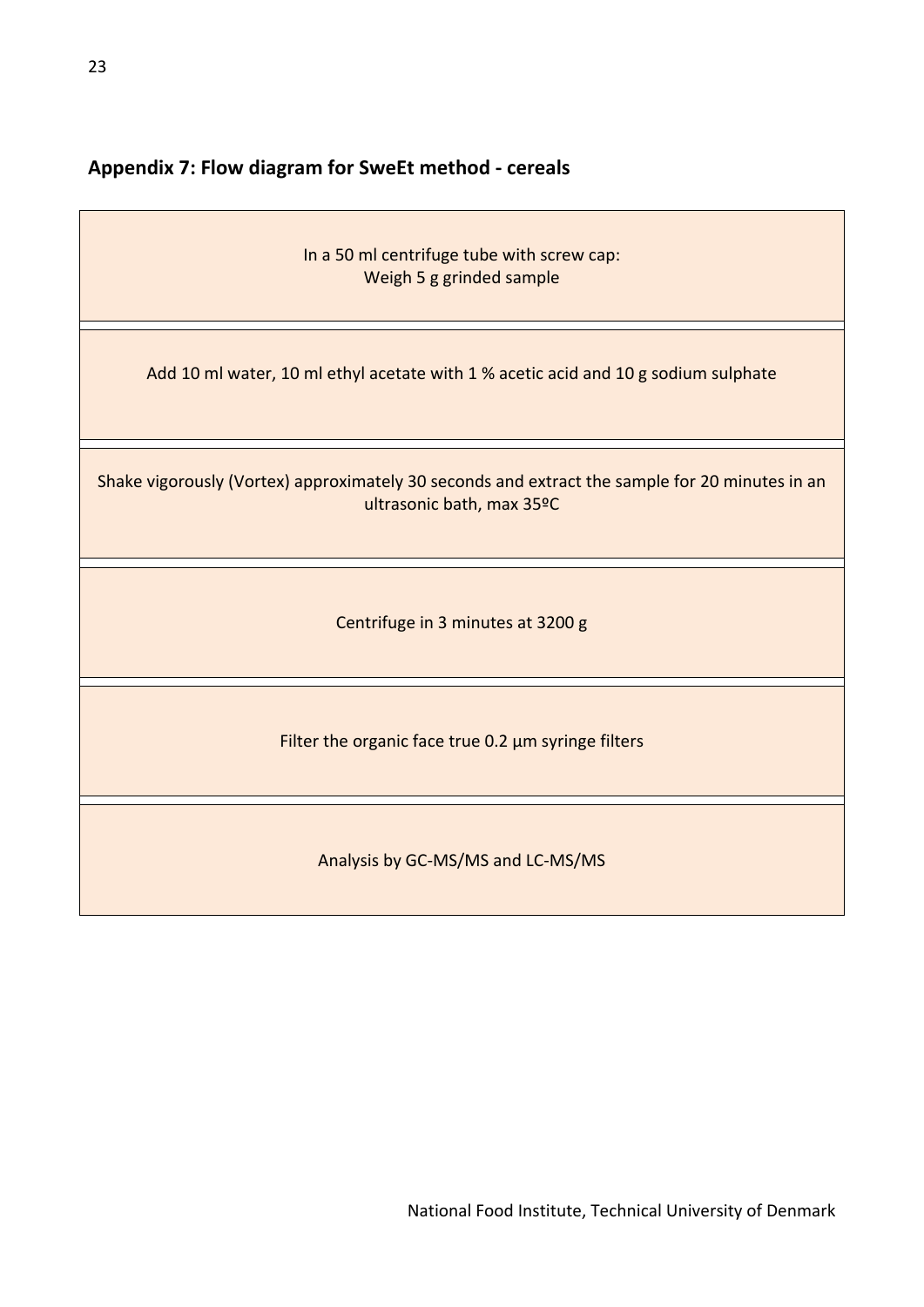## Appendix 7: Flow diagram for SweEt method - cereals

In a 50 ml centrifuge tube with screw cap:
Weigh 5 g grinded sample

Add 10 ml water, 10 ml ethyl acetate with 1 % acetic acid and 10 g sodium sulphate

Shake vigorously (Vortex) approximately 30 seconds and extract the sample for 20 minutes in an ultrasonic bath, max 35ºC

Centrifuge in 3 minutes at 3200 g

Filter the organic face true 0.2 µm syringe filters

Analysis by GC-MS/MS and LC-MS/MS

National Food Institute, Technical University of Denmark